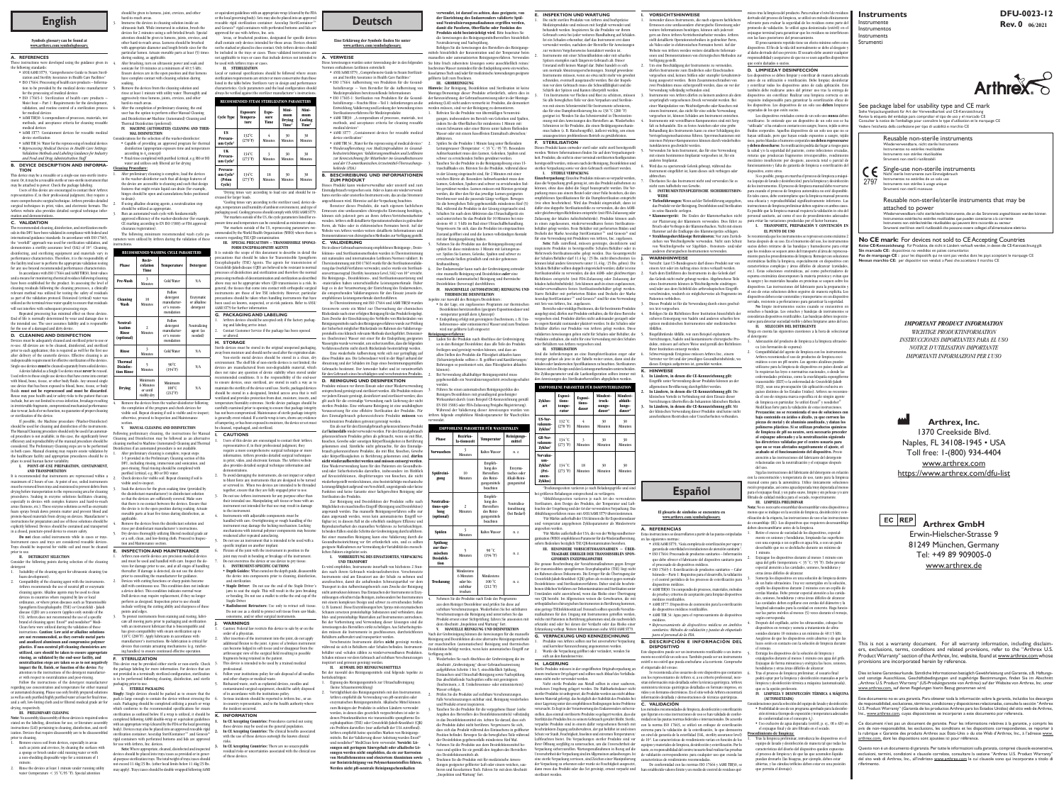# English

**Symbols glossary can be found at www.arthrex.com/symbolsglossary.**

## A. REFERENCES

These instructions were developed using the guidance given in the following standards:

- ANSI/AAMI ST79, "Comprehensive Guide to Steam Sterilization and Sterility Assurance in Health Care Facilities"
- ISO 17664: Processing of health care products – Information to be provided by the medical device manufacturer for the processing of medical devices
- ISO 17665-1: Sterilization of health care products – Moist heat – Part 1: Requirements for the development, validation, and routine control of a sterilization process for medical devices
- AAMI TIR30: A compendium of processes, materials, test methods, and acceptance criteria for cleaning reusable medical devices
- AAMI ST77: Containment devices for reusable medical device sterilization
- AAMI TIR34: Water for the reprocessing of medical devices
- *Reprocessing Medical Devices in Health Care Settings: Validation Methods and Labeling Guidance for Industry and Food and Drug Administration Staff*

## B. DEVICE DESCRIPTION AND INFORMATION

This device may be a reusable or a single-use non-sterile instrument. Or, it may be a reusable and/or a non-sterile instrument that may be attached to power. Check the package labeling.

Users of this device are encouraged to contact their Arthrex representative if, in their professional judgment, they require a more comprehensive surgical technique. Arthrex provides detailed surgical techniques in print, video, and electronic formats. The Arthrex website also provides detailed surgical technique information and demonstrations.

## C. VALIDATION

The recommended cleaning, disinfection, and sterilization methods in the IFU have been validated in compliance with federal and international guidelines/standards. In accordance with ISO 17664, the "end-user" approach was used for sterilization validation, and demonstrates a sterility assurance level (SAL) of $10^{-6}$. Cleaning, disinfecting, and sterilizing equipment and materials vary in performance characteristics. Therefore, it is the responsibility of the facility/end user to perform the appropriate validation testing for any use beyond recommended performance characteristics.

In accordance with ISO 17664 and AAMI TIR12, limit values and a means for monitoring chemical residues following cleaning have been established for the product. In assessing the level of cleaning residuals following the cleaning processes, a clinically relevant method was utilized for testing the safety of residuals as part of the validation protocol. Desinfect critical values were utilized as the terminal rinse water quality to ensure that residuals will not interfere with subsequent processing steps.

Repeated processing has minimal effect on these devices. End of life is normally determined by wear and damage due to the intended use. The user assumes liability and is responsible for the use of a damaged and dirty device.

## D. CLEANING AND DISINFECTION

Devices must be adequately cleaned and sterilized prior to use or reuse. All devices are to be cleaned, disinfected, and sterilized prior to each application; this is required as well for the first use after delivery of the unsterile devices. Effective cleaning is an indispensable requirement for effective sterilization of the devices. Single-use devices **must** be cleaned separately from soiled devices.

A device labeled as a Single Use device **must never** be reused. Used refers to those single-use devices that have come into contact with blood, bone, tissue, or other body fluids. Any unused single use device that has been exposed to blood, bone, tissue, or body fluids **must not be reprocessed and must be discarded**. Reuse may pose health and/or safety risks to the patient that can include, but are not limited to cross infection, breakage resulting in irretrievable fragments, compromised mechanical performance due to wear, lack of or no function, no guarantee of proper cleaning or sterilization of the device.

If possible, the Machine procedure (Washer-Disinfector) should be used for cleaning and disinfection of the instruments. The Manual Cleaning procedure should only be used if an automated procedure is not available; in this case, the significantly lower efficiency and reproducibility of the manual procedure should be considered. The Preliminary Cleaning steps are to be performed in both cases. Manual cleaning may require onsite validation by the healthcare facility and appropriate procedures should be in place to avoid human factor variability.

### I. POINT-OF-USE PREPARATION, CONTAINMENT, AND TRANSPORTATION

It is recommended that instruments are reprocessed within a maximum of 2 hours of use. At point of use, soiled instruments must be removed from trays and moistened to prevent debris from drying before transportation to the reprocessing area for cleaning procedures. Soaking in enzyme solutions facilitates cleaning, especially in devices with complex features and hard-to-reach areas (lumens, etc.). These enzyme solutions as well as enzymatic foam sprays break down protein matter and prevent blood and protein-based materials from drying on devices. Manufacturers' instructions for preparation and use of these solutions should be explicitly followed. Devices should be contained and transported in a closed, puncture-proof device to ensure safety.

**Do not** clean soiled instruments while in saline or tepid water. Instruments and trays are considered reusable devices. Trays should be inspected for visible soil and must be cleaned prior to use.

### II. DETERGENT SELECTION

Consider the following points during selection of the cleaning detergent:

1. Suitability of the cleaning agent for ultrasonic cleaning (no foam development).
2. Compatibility of the cleaning agent with the instruments. Arthrex recommends the use of neutral pH or enzymatic cleaning agents. Alkaline agents may be used to clean devices in countries where required by law or local ordinance, or where prion diseases such as Transmissible Spongiform Encephalopathy (TSE) or Creutzfeldt–Jakob disease (CJD) are a concern (applies only outside of the US). Arthrex does not recommend the use of a specific brand of cleaning agent. Enzol® and neodisher® MediClean forte were utilized during the validation of these instructions. **Caution: Low acid or alkaline solutions are not recommended, as they corrode metal parts and anodized aluminum and compromise polymer plastics. If non-neutral pH cleaning chemistries are utilized, care should be taken to ensure appropriate rinsing, as validated by the end-user facility, and neutralization steps are taken so as to not negatively impact the fit, finish, or function of the device.** Pay attention to the instructions of the detergent manufacturer with respect to neutralization and post-rinsing.

Follow the instructions of the detergent manufacturer regarding use concentration and temperature for either manual or automated cleaning. Please use only freshly prepared solutions as well as only purified/highly purified water or at least low-fat microbial, and a low linting cloth and/or filtered medical grade air for drying, respectively.

### III. PRELIMINARY CLEANING

**Note:** As assembly/disassembly of these devices is required unless stated on the labeling, directions for use, or literature assembly instructions (LAI) pertaining to cleaning, disinfection, and sterilization. Devices that require disassembly are to be disassembled prior to cleaning.

1. Remove excess soil from devices, especially in areas such as joints and crevices, by cleaning the surfaces with a sponge or brush under cold running water (or with a sponge or brush under cold running water) and a soft, low-linting cloth and/or a non-shedding disposable wipe for a minimum of 1 minute.
2. Rinse the devices at least 1 minute under running utility water (temperature: < 35 °C/95 °F). Special attention should be given to lumens, joint, crevices, and other hard-to-reach areas.
3. Immerse the devices in cleaning solution inside an ultrasonic bath. While immersed in solution, brush the devices for 2 minutes using a soft-bristled brush. Special attention should be given to lumens, joints, crevices, and other hard-to-reach areas. Lumens should be brushed with appropriate diameter and length bristle sizes for the particular lumen. Actuate movable parts at least (5) times during soaking, as applicable.
4. After brushing, turn on ultrasonic power and soak and sonicate for 10 minutes at a minimum of 40 ± 5 kHz. Ensure devices are in the open position and that lumens have complete contact with cleaning solution during soaking.
5. Remove the devices from the cleaning solution and rinse at least 1 minute with utility water. Thoroughly and aggressively rinse lumens, joints, crevices, and other hard-to-reach areas.
6. After the completion of preliminary cleaning, the end user has the option to perform either Manual Cleaning and Disinfection or Machine (Automated) Cleaning and Disinfection instructions (preferred).

### IV. MACHINE (AUTOMATED) CLEANING AND THERMAL DISINFECTION

Considerations for the selection of the washer-disinfector:

- Capable of providing an approved program for thermal disinfection (appropriate exposure time and temperature according to $A_0$ concept)
- Final rinse completed with purified (critical, e.g. RO or DI) water and utilizes only filtered air for drying

**Cleaning Procedure:**

1. After preliminary cleaning is complete, load the devices in the washer-disinfector such that all design features of the device are accessible to cleaning and such that design features that might retain liquid can drain (for example, hinges should be open and cannulations/holes positioned to drain).
2. If using alkaline cleaning agents, a neutralization step should be utilized as appropriate.
3. Run an automated wash cycle with fundamentally approved efficacy of the washer-disinfector (for example, CE marking according to EN ISO 15883 or FDA approval, clearance/registration).
4. The following minimum recommended wash cycle parameters were utilized by Arthrex during the validation of these instructions.

| Phase | Recirculation Time | Temperature | Detergent |
|---|---|---|---|
| Pre-Wash | 3 Minutes | Cold Water | N/A |
| Cleaning Wash | 10 Minutes | Follow detergent manufacturer's recommendation | Enzymatic or alkaline detergent |
| Neutralization Rinse (optional) | 2 Minutes | Follow detergent manufacturer's recommendation | Neutralizing agent (as needed) |
| Rinse | 3 Minutes | Cold Water | N/A |
| Thermal Disinfection Rinse | 5 Minutes | 90 °C (194 °F) | N/A |
| Drying | Minimum 6 Minutes or until visibly dry | Minimum 100 °C (212 °F) | N/A |

5. Remove the devices from the washer-disinfector following the completion of the program and check devices for visible soil. Repeat cleaning if soil is visible and re-inspect; otherwise, proceed to Inspection and Maintenance section.

### V. MANUAL CLEANING AND DISINFECTION

Following preliminary cleaning, the instructions for Manual Cleaning and Disinfection may be followed as an alternative cleaning method to Machine (Automated) Cleaning and Thermal Disinfection if an automated procedure is not available.

1. After preliminary cleaning is complete, repeat steps 1-5 provided in the Preliminary Cleaning section of this IFU, including the brushing, immersion and sonication, and post-rinsing. Final rinsing should be completed with purified (critical, e.g. RO or DI) water.
2. Check devices for visible soil. Repeat cleaning if soil is visible and re-inspect.
3. Soak the devices for the given soaking time (provided by the disinfectant manufacturer) in disinfectant solution so that the devices are sufficiently covered. Make sure that there is no contact between the devices. Ensure that the device is in the open position during soaking. Actuate movable parts at least five times during disinfection, as applicable.
4. Remove the devices from the disinfectant solution and rinse per disinfectant manufacturer's instructions.
5. Dry devices thoroughly utilizing filtered medical grade air or a soft, clean, and low-lining cloth. Proceed to Inspection and Maintenance section.

## E. INSPECTION AND MAINTENANCE

1. Arthrex uses multiple tests on devices are precision medical devices and must be used and handled with care. Inspect the devices for damage prior to use, and at all stages of handling thereafter. If damage is detected, do not use the device prior to consulting the manufacturer for guidance.
2. Devices with cutting functions or sharp points become dull with continuous use. This condition does not indicate a device defect. This condition indicates normal wear. Dull devices may require replacement, if they no longer perform as designed. Inspection prior to use should include verifying the cutting ability and sharpness of these points and edges.
3. To protect instruments from staining and rusting, lubricate all moving parts prior to packaging and sterilization with an instrument lubricant that is biocompatible and has given compatibility with steam sterilization up to 135°C (280°F). Apply lubricants in accordance with manufacturer's instructions. No lubrication is critical for devices that contain actuating mechanisms (e.g. ratcheting handles) to ensure continued device operation.

## F. STERILIZATION

This device may be provided either sterile or non-sterile. Check the package labeling for more information. For devices that are not provided in a terminally sterilized configuration, sterilization is to be performed following cleaning, disinfection, and sterile packaging prior to use.

### I. STERILE PACKAGING

**Single:** Single devices should be packed as to ensure that the pouch is large enough to contain the device without stressing the seals. Packaging should be completed using a pouch or wrap (pouch or wrap). Devices may also be placed into an approved reusable rigid sterilization container (such as Aesculap SterilContainer™ and Genesis® rigid containers) with perforated bottoms and lids are approved for use with Arthrex, Inc. devices.

**Note:** Where appropriate, cleaned, disinfected and inspected devices should be placed into trays/cases as provided or in general-purpose sterilization trays. The total weight of tray/cases should not exceed 11.4 kg (25 lb); (other local limits below 11.4kg/25 lb) may apply). Trays/cases should be double wrapped following AAMI or equivalent guidelines with an appropriate wrap (cleared by the FDA or the local governing body). Sets may also be placed into an approved reusable rigid sterilization container. Aesculap SterilContainer™ and Genesis® rigid containers with perforated bottoms and lids are approved for use with Arthrex, Inc. sets.

Areas, or bracketed positions, designated for specific devices shall contain only devices intended for those areas. Devices should not be stacked or placed in close contact. Only Arthrex devices should be included in the trays or cases. These validated instructions are not applicable to trays or cases that include devices not intended to be used with Arthrex trays or cases.

### II. STERILIZATION

Local or national specifications should be followed where steam sterilization requirements are stricter or more conservative than those listed in the table below. Sterilizers vary in design and performance characteristics. Cycle parameters and the load configuration should always be verified against the sterilizer manufacturer's instructions.

**RECOMMENDED STEAM STERILIZATION PARAMETERS**

| Cycle Type | Exposure Temperature | Exposure Time | Minimum Drying Time* | Minimum Cooling Time* |
|---|---|---|---|---|
| US Prevacuum Cycle¹ | 132 °C (270 °F) | 4 Minutes | 30 Minutes | 30 Minutes |
| UK Prevacuum Cycle¹ | 134 °C (273 °F) | 3 Minutes | 30 Minutes | 30 Minutes |
| Prevacuum Cycle² (Prion Cycle) | 134 °C (273 °F) | 18 Minutes | 30 Minutes | 30 Minutes |

*Drying times vary according to load size and should be increased for larger loads.

Cooling times vary according to the sterilizer used, device design, temperature and humidity of ambient environment, and type of packaging used. Cooling process should comply with ANSI/AAMI ST79.

¹The current version of the UK's steam guidance (HTM 01-01) exposure time and temperature can be considered as minimum values.

²The cycle parameters listed in the document is the time and temperature recommended by the World Health Organization (WHO) where there is concern regarding TSE/CJD contamination.

### III. SPECIAL PRECAUTION – TRANSMISSIBLE SPONGIFORM ENCEPHALOPATHY AGENTS

It is outside the scope of this document to describe in detail the precautions that should be taken for Transmissible Spongiform Encephalopathy (TSE) agents. The agents for transmission of Creutzfeldt-Jakob disease (CJD) are believed to be resistant to normal processes of disinfection and sterilization and therefore the normal processing methods of decontamination and sterilization as described above may not be appropriate where CJD transmission is a risk. In general, the tissues that come into contact with orthopedic surgical instruments are those of low TSE infectivity. However, particular precautions should be taken when handling instruments that have been used on known, suspected, or at-risk patients. Refer to ANSI AAMI ST79 for further information.

## G. PACKAGING AND LABELING

1. Arthrex devices should be accepted only if the factory packaging and labeling arrive intact.
2. Contact Customer Service if the package has been opened or altered.

## H. STORAGE

Sterile devices must be stored in the original unopened packaging, away from moisture and should not be used after the expiration date.

Non-sterile medical devices should be stored in a clean, dry environment. The shelf life of non-sterile devices is not limited; the devices are manufactured from non-degradable material, which does not raise any question of device stability when stored under recommended conditions. It is the responsibility of the end-user to ensure devices, once sterilized, are stored in such a way as to maintain the sterility of the device until use. Sterile, packaged devices should be stored in a designated, limited access area that is well ventilated and provides protection from dust, moisture, insects, and temperature/humidity extremes. Sterile device packages should be carefully examined prior to opening to ensure that package integrity has not been compromised. Maintenance of sterile package integrity is generally event related. If a sterile wrap is torn, shows any evidence of tampering, or has been exposed to moisture, the device set must be cleaned, repackaged, and sterilized.

## I. CAUTIONS

1. Users of this device are encouraged to contact their Arthrex representative if, in their professional judgment, they require a more comprehensive surgical technique or more information. Arthrex provides detailed surgical techniques in print, video, and electronic formats. The Arthrex website also provides detailed surgical technique information and demonstrations.
2. To avoid damaging the instruments, do not impact or subject to blunt force any instruments that are not designed to be turned or screwed in. When two devices are intended to be threaded together, ensure that they are fully engaged prior to use.
3. Do not use Arthrex instruments for any purpose other than their intended use. Manipulating with tissue or bone with an instrument not intended for that use may result in damage to the instrument.
4. Instruments with adjustable components must be handled with care. Overtightening or rough handling of the instrument may damage the locking mechanism. Locking mechanisms with internal polymer components may become weakened over repeated autoclaving.
5. Do not use an instrument that is intended to be used with a specific implant in another implant.
6. Flexion of the joint with the instrument in position in the joint may result in bending or breakage of the instrument.
7. Do not overstress the device or use device to pry tissue.
8. **INSTRUMENT-SPECIFIC CAUTIONS**
   - **Depth Guides:** When inserted to the depth guide, disassemble the device into components prior to cleaning, disinfection, and sterilization.
   - **Staple Driver:** Do not use the end of the Staple Driver's jaws to seat the staple. This will result in the jaws breaking or bending. Do not use a mallet to strike the end cap of the Staple Driver.
   - **Radiolucent Retractors:** Use only to retract soft tissue. Do not use as a shield to protect soft tissue from saw blade, osteotome, and/or other surgical instruments.

## J. WARNINGS

1. Caution: Federal law restricts this device to sale by or on the order of a physician.
2. After insertion of the instrument into the joint, do not apply additional flexion to the joint. A piece of a broken instrument can become lodged in soft tissue and/or disappear from the arthroscopic view of the surgical field resulting in possible fragments being retained in the patient.
3. This device is intended to be used by a trained medical professional.
4. Follow your institutions policy for safe disposal of all needles and other sharps or used devices.
5. Reduced wear, such as sharpened devices, needles and contaminated surgical equipment, should be safely disposed of in accordance with the institutions policy.
6. Serious incidents should be reported to Arthrex Inc., or an in-country representative, and to the health authority where the incident occurred.

## K. INFORMATION

1. **In EU Accepting Countries:** Procedures carried out using these devices may be used on the general population.
2. **In EU Accepting Countries:** The clinical benefits associated with the use of these devices correspond to the known clinical risks.
3. **In CE Accepting Countries:** There are no unacceptable residual risks or uncertainties associated with the clinical use of these devices.

---

# Deutsch

**Eine Erklärung der Symbole finden Sie unter www.arthrex.com/symbolsglossary.**

## A. VERWEISE

Diese Anweisungen wurden unter Anwendung der in den folgenden Normen enthaltenen Leitlinien entwickelt:

- ANSI/AAMI ST79, „Comprehensive Guide to Steam Sterilization and Sterility Assurance in Health Care Facilities"
- ISO 17664: Aufbereitung von Produkten für die Gesundheitsfürsorge – Vom Hersteller für die Aufbereitung von Medizinprodukten bereitzustellende Informationen
- ISO 17665-1: Sterilisation von Produkten für die Gesundheitsfürsorge – Feuchte Hitze – Teil 1: Anforderungen an die Entwicklung, Validierung und Lenkung der Anwendung eines Sterilisationsverfahrens für Medizinprodukte
- AAMI TIR30: „A compendium of processes, materials, test methods, and acceptance criteria for cleaning reusable medical devices"
- AAMI ST77: „Containment devices for reusable medical device sterilization"
- AAMI TIR34: „Water for the reprocessing of medical devices"
- *Wiederaufbereitung von Medizinprodukten in Gesundheitseinrichtungen: Validierungsmethoden und Leitlinien zur Kennzeichnung für Mitarbeiter im Gesundheitswesen und der US-amerikanischen Arzneimittel-Überwachungsbehörde (FDA)*

## B. BESCHREIBUNG UND INFORMATIONEN ZUM PRODUKT

Dieses Produkt kann wiederverwendbar oder unsteril und zum Einmalgebrauch vorgesehen sein. Oder es kann ein wiederverwendbares und/oder unsteriles Instrument sein, das an das Stromnetz angeschlossen wird. Prüfen Sie die Verpackungskennzeichnung.

Benutzer dieses Produkts, die nach eigenem fachlichem Ermessen eine umfassendere chirurgische Einweisung benötigen, können sich jederzeit gern an ihren Arthrex-Vertreter wenden. Arthrex stellt detaillierte Operationstechniken in gedruckter Form, als Video oder in elektronischen Formaten bereit. Auf der Website von Arthrex werden weitere detaillierte Informationen und Demonstrationen von chirurgischen Methoden zur Verfügung gestellt.

## C. VALIDIERUNG

Die in dieser Gebrauchsanweisung empfohlenen Reinigungs-, Desinfektions- und Sterilisationsmethoden wurden in Übereinstimmung mit nationalen und internationalen Leitlinien/Normen validiert. In Übereinstimmung mit ISO 17664 wurde für die Sterilisationsvalidierung das Overkill-Verfahren verwendet, und es wurde ein Sterilitätssicherheitsniveau (Sterility Assurance Level, SAL) von $10^{-6}$ erreicht. Die Reinigungs-, Desinfektions- und Sterilisationsausrüstung und -materialien haben unterschiedliche Leistungsmerkmale. Daher liegt es in der Verantwortung der Einrichtung/des Endanwenders, die entsprechenden Validierungstests für eine Einsatz jenseits der empfohlenen Leistungsmerkmale durchzuführen.

In Übereinstimmung mit ISO 17664 und AAMI TIR30 wurden Grenzwerte sowie ein Mittel zur Überwachung der chemischen Rückstände nach der erfolgten Reinigung für das Produkt festgelegt. Zum Zwecke der Einschätzung des Verbleibs von Rückständen wie Reinigungsmitteln nach den Reinigungsverfahren wurde zur Prüfung der Sicherheit möglicher Rückstände im Rahmen des Validierungsprotokolls eine klinisch relevante Methode durchgeführt. Desinfizierte kritische Wasserwerte wurden als Qualität des Abschlussspülwassers verwendet, um sicherzustellen, dass Rückstände die folgenden Verfahrensschritte nicht durch Rückstände beeinträchtigt werden.

Eine wiederholte Aufbereitung wirkt sich nur geringfügig auf diese Produkte aus. Die Lebensdauer wird in der Regel anhand der Abnutzung und der Schäden im Zuge eines bestimmungsgemäßen Gebrauchs bestimmt. Der Anwender haftet und ist verantwortlich für den Gebrauch eines beschädigten und verschmutzten Produkts.

## D. REINIGUNG UND DESINFEKTION

Produkte müssen vor ihrem Einsatz oder einer Wiederverwendung entsprechend gereinigt und sterilisiert werden. Alle Produkte müssen vor jedem Einsatz gereinigt, desinfiziert und sterilisiert werden; dies gilt auch für die erstmalige Verwendung nach Lieferung der nicht sterilen Produkte. Eine wirksame Reinigung ist eine unabdingbare Voraussetzung für eine effektive Sterilisation der Produkte. Für den Einmalgebrauch gekennzeichnete Produkte **müssen** von verschmutzten Produkten getrennt gereinigt werden.

Ein als nur für den Einmalgebrauch gekennzeichnetes Produkt **darf keinesfalls** wiederverwendet werden. Für den Einmalgebrauch gekennzeichnete Produkte gelten als gebraucht, wenn sie mit Blut, Knochen, Gewebe oder sonstigen Körperflüssigkeiten in Berührung gekommen sind. Sämtliche nicht gebrauchte, für den Einmalgebrauch gekennzeichnete Produkte, die mit Blut, Knochen, Gewebe oder Körperflüssigkeiten in Berührung gekommen sind, **dürfen nicht wiederaufbereitet werden und müssen entsorgt werden**. Eine Wiederverwendung kann für den Patienten ein Gesundheits- und/oder Sicherheitsrisiko darstellen, insbesondere im Hinblick auf Kreuzinfektionen, Abspitterungen von Knochen, die nicht wiedergewonnen werden können, eine beeinträchtigte mechanische Leistungsfähigkeit aufgrund von Verschleiß, unzureichende oder keine Funktion und keine Garantie einer fachgerechten Reinigung oder Sterilisation des Produkts.

Zur Reinigung und Desinfektion der Produkte sollte nach Möglichkeit ein maschinelles Verfahren (Reinigungs- und Desinfektionsgerät) verwendet werden. Die manuelle Reinigung sollte nur durchgeführt werden, wenn kein automatisiertes Verfahren zur Verfügung steht; in diesem Fall ist die erheblich niedrigere Effizienz und Reproduzierbarkeit des manuellen Verfahrens zu berücksichtigen. In beiden Fällen sind die Schritte der Vorbereitenden Reinigung durchzuführen. Die manuelle Reinigung kann eine Validierung durch die Gesundheitseinrichtung vor Ort erforderlich machen, und es sollten geeignete Maßnahmen zur Vermeidung der Variabilität des menschlichen Faktors eingeführt sein.

### I. VORBEREITUNG DES EINSATZORTES, VERPACKUNG UND TRANSPORT

Es wird empfohlen, Instrumente innerhalb von höchstens 2 Stunden nach ihrem Gebrauch wiederaufzubereiten. Verschmutzte Instrumente sind am Einsatzort aus der Schale zu nehmen und anzufeuchten, damit die anhaftenden Schmutzpartikel vor dem Transport in den Aufbereitungsbereich zum Zwecke der Reinigung nicht antrocknen können. Das Einweichen der Instrumente in Enzymlösungen erleichtert das Reinigen, insbesondere bei Instrumenten mit einem komplexen Design und schwer zu erreichenden Stellen (z. B. Lumen). Diese Enzymlösungen bzw. Sprays mit enzymatischem Schaum zersetzen proteinhaltige Substanzen und verhindern, dass Blut- und proteinhaltige Materialien auf Instrumenten antrocknen. Bei der Vorbereitung und Verwendung dieser Lösungen sind die Anweisungen des Herstellers strikt zu befolgen. Aus Sicherheitsgründen müssen die Instrumente in geschlossenen, durchstichsicheren Behältern aufbewahrt und transportiert werden.

Verschmutzte Instrumente dürfen **nicht** gereinigt werden, während sie sich in Behältern oder lauwarmem Wasser befinden. Instrumente und Schalen gelten als wiederverwendbare Produkte. Schalen müssen vor dem Gebrauch auf sichtbare Verschmutzungen inspiziert und gereinigt werden.

### II. AUSWAHL DES REINIGUNGSMITTELS

Bei der Auswahl des Reinigungsmittels sind folgende Aspekte zu berücksichtigen:

1. Eignung des Reinigungsmittels zur Ultraschallreinigung (keine Schaumentwicklung)
2. Verträglichkeit des Reinigungsmittels mit den Instrumenten. Arthrex empfiehlt die Verwendung von pH-neutralen oder enzymatischen Reinigungsmitteln. Alkalische Mittel können zum Reinigen der Produkte in solchen Ländern verwendet werden, in denen dies gesetzlich vorgeschrieben ist oder in denen Prionenkrankheiten wie transmissible spongiforme Enzephalopathie (TSE) oder Creutzfeldt-Jakob-Krankheit (CJK) ein Problem darstellen (nur außerhalb der USA zutreffend). Arthrex empfiehlt keine spezifische Marke von Reinigungsmitteln. Bei der Validierung dieser Anleitung wurden Enzol® und neodisher® MediClean forte verwendet. **Vorsicht: Lösungen mit geringem Säuregehalt oder alkalische Lösungen werden nicht empfohlen, da sie zur Korrosion von Metallelementen und eloxiertem Aluminium sowie zur Beeinträchtigung von Polymerkunststoffen führen. Werden nicht pH-neutrale Reinigungschemikalien verwendet, ist darauf zu achten, dass geeignete, von der Einrichtung des Endanwenders validierte Spül- und Neutralisierungsmaßnahmen ergriffen werden, damit die Passform, Oberfläche oder Funktion des Produkts nicht beeinträchtigt wird.** Bitte beachten Sie die Anweisungen des Reinigungsmittelherstellers bezüglich der Neutralisierung und Nachspülung.

Befolgen Sie die Anweisungen des Herstellers der Reinigungsmittels hinsichtlich der Konzentration und der Temperatur beim manuellen oder automatisierten Reinigungsverfahren. Verwenden Sie bitte frisch zubereitete Lösungen sowie ausschließlich reines/hochreines Wasser (mindestens mikrobielle Belastung) sowie einweiches, fusselarmes Tuch und/oder für medizinische Anwendungen geeignete gefilterte Luft zum Trocknen.

### III. GROBREINIGUNG

**Hinweis:** Zur Reinigung, Desinfektion und Sterilisation ist eine Montage/Demontage dieser Produkte erforderlich, sofern dies in der Kennzeichnung, der Gebrauchsanweisung oder in der Montageanleitung (LAI) nicht anders vermerkt ist. Produkte, die demontiert werden müssen, sind vor der Reinigung zu demontieren.

1. Entfernen Sie die Produkte von übermäßigen Verunreinigungen, insbesondere im Bereich von Gelenken und Spalten, indem Sie die Oberflächen für mindestens 1 Minute mit einem Schwamm oder einer Bürste unter kaltem fließendem Wasser oder mit einem fusselfreien Einmaltuch abwischen/abreiben.
2. Spülen Sie die Produkte 1 Minute lang unter fließendem Leitungswasser (Temperatur: < 35 °C / 95 °F). Besondere Aufmerksamkeit muss dem Lumen, Gelenken, Spalten und anderen schwer zu erreichenden Stellen gewidmet werden.
3. Tauchen Sie die Produkte in die Reinigungslösung eines Ultraschallbads ein. Reinigen Sie die Produkte, während diese in der Lösung eingetaucht sind, für 2 Minuten mit einer weichen Bürste ab. Besondere Aufmerksamkeit muss dem Lumen, Gelenken, Spalten und anderen schwer zu erreichenden Stellen gewidmet werden. Lumen müssen mit Bürsten gereinigt werden, die über den für das jeweilige Lumen geeigneten Durchmesser und die passende Länge verfügen. Bewegen Sie die beweglichen Teile gegebenenfalls mindestens fünf (5) Mal, während die Produkte in der Lösung eingetaucht sind.
4. Schalten Sie nach dem Abbürsten das Ultraschallgerät ein und unterziehen Sie die Produkte für 10 Minuten bei mindestens $40 \pm 5$ kHz im Bad einer Ultraschallbehandlung. Vergewissern Sie sich, dass die Produkte in eingetauchtem Zustand geöffnet sind und die Lumen vollständigen Kontakt mit der Reinigungslösung haben.
5. Nehmen Sie die Produkte aus der Reinigungslösung und spülen Sie diese mindestens 1 Minute mit Leitungswasser. Spülen Sie Lumen, Gelenke, Spalten und andere schwer zu erreichende Stellen gründlich und mit der gebotenen Sorgfalt ab.
6. Der Endanwender kann nach der Grobreinigung entweder eine manuelle Reinigung und Desinfektion oder eine maschinelle (automatische) Reinigung und thermische Desinfektion (bevorzugt) durchführen.

### IV. MASCHINELLE (AUTOMATISCHE) REINIGUNG UND THERMISCHE DESINFEKTION

Aspekte zur Auswahl des Reinigungs-/Desinfektionsgeräts:

- Es ist fähig, ein zugelassenes Programm zur thermischen Desinfektion bereitzustellen (geeignete Expositionsdauer und -temperatur gemäß dem $A_0$-Konzept)
- Endspülung erfolgt mit gereinigtem (hochreinem, z. B. Umkehrosmose- oder entionisiertem) Wasser und zum Trocknen wird nur gefilterte Luft eingesetzt

**Reinigungsverfahren:**

1. Laden Sie die Produkte nach Abschluss der Grobreinigung so in das Reinigungs-/Desinfektionsgerät, dass alle Teile des Produktes freiliegen und gereinigt werden können, und dass an allen Stellen des Produkts die Flüssigkeit ablaufen kann (Scharniere geöffnet, Kanülierungen/Löcher zum Ablaufen positioniert).
2. Bei Verwendung alkalischer Reinigungsmittel muss gegebenenfalls ein Neutralisierungsschritt erfolgen.
3. Führen Sie einen automatisierten Reinigungszyklus des Reinigungs-/Desinfektionsgeräts mit grundsätzlich geprüfter Wirksamkeit durch (zum Beispiel CE-Kennzeichnung gemäß EN ISO 15883 oder FDA-Zulassung/Freigabe/Registrierung).
4. Während der Validierung dieser Anweisungen wurden von Arthrex folgende empfohlene Mindestparameter für Waschzyklen verwendet.

**EMPFOHLENE PARAMETER FÜR WASCHZYKLEN**

| Phase | Rezirkulationszeit | Temperatur | Reinigungsmittel |
|---|---|---|---|
| Vorwaschen | 3 Minuten | Kaltes Wasser | n. z. |
| Spülreinigung | 10 Minuten | Empfehlung des Herstellers des Reinigungsmittels befolgen | Enzymatisches oder alkalisches Reinigungsmittel |
| Neutralisationsspülung (optional) | 2 Minuten | Empfehlung des Herstellers des Reinigungsmittels befolgen | Neutralisierungsmittel (bei Bedarf) |
| Spülen | 3 Minuten | Kaltes Wasser | n. z. |
| Spülung zur thermischen Desinfektion | 5 Minuten | 90 °C (194 °F) | n. z. |
| Trocknung | Mindestens 6 Minuten oder bis sichtbar trocken | Mindestens 100 °C (212 °F) | n. z. |

5. Nehmen Sie die Produkte nach Ende des Programms aus dem Reinigungs-/Desinfektionsgerät, und prüfen Sie diese auf sichtbare Verschmutzungen. Wiederholen Sie bei sichtbaren Verschmutzungen die Reinigung und kontrollieren Sie erneut; ansonsten fahren Sie mit dem Abschnitt „Inspektion und Wartung" fort.

### V. MANUELLE REINIGUNG UND DESINFEKTION

Nach der Grobreinigung können die Anweisungen für die manuelle Reinigung und Desinfektion als eine alternative Reinigungsmethode zur maschinellen (automatischen) Reinigung und thermischen Desinfektion befolgt werden, wenn kein automatisches Verfahren zur Verfügung steht.

1. Wiederholen Sie nach Abschluss der Grobreinigung die im Abschnitt „Grobreinigung" dieser Gebrauchsanweisung aufgeführten Schritte 1 bis 5, einschließlich Bürsten, Eintauchen und Ultraschall-Reinigung sowie Nachspülung. Die abschließende Nachspülung sollte mit gereinigtem (hochreinem, z. B. Umkehrosmose- oder entionisiertem) Wasser erfolgen.
2. Prüfen Sie die Produkte auf sichtbare Verschmutzungen. Wenn Verschmutzungen sichtbar sind, Reinigung wiederholen und erneut inspizieren.
3. Tauchen Sie die Produkte für die vorgegebene Dauer (siehe Angaben des Herstellers des Desinfektionsmittels) vollständig in die Desinfektionslösung ein. Achten Sie darauf, dass sich die Produkte dabei nicht berühren. Vergewissern Sie sich, dass sich das Produkt während des Eintauchens in geöffneter Position befindet. Bewegen Sie die beweglichen Teile während der Desinfektion gegebenenfalls mindestens fünf Mal.
4. Nehmen Sie die Produkte aus dem Desinfektionsmittel heraus und spülen Sie sie gemäß den Angaben des Herstellers des Desinfektionsmittels ab.
5. Trocknen Sie die Produkte mit für medizinische Anwendungen geeigneter gefilterter Luft oder einem weichen, sauberen und fusselarmen Tuch. Fahren Sie mit dem Abschnitt „Inspektion und Wartung" fort.

## E. INSPEKTION UND WARTUNG

1. Bei den Arthrex-Produkten handelt es sich um hochpräzise Medizinprodukte, die sorgfältig verwendet und behandelt werden müssen. Inspizieren Sie die Produkte vor ihrem Gebrauch sowie bei jeder weiteren Handhabung auf Schäden. Ist ein Schaden erkennbar, darf das Instrument erst nach Rücksprache mit dem Hersteller verwendet werden.
2. Produkte mit Schneidfunktion oder scharfen Spitzen werden mit zunehmender Verwendung stumpf. Dies stellt keinen Produktmangel dar, sondern ist normaler Verschleiß. Stumpfe Produkte müssen ggf. ersetzt werden, wenn sie nicht mehr wie vorgesehen funktionieren. Vor dem Gebrauch sollte eine Prüfung der Schneidfähigkeit und Schärfe der Spitzen und Kanten durchgeführt werden.
3. Um die Instrumente vor Flecken und Rost zu schützen, müssen Sie alle beweglichen Teile vor dem Verpacken und Sterilisieren mit einem Instrumentenöl bzw. -schmiermittel schmieren, das für eine Dampfsterilisierung bis zu 135 °C (280 °F) geeignet ist. Wenden Sie das Schmiermittel gemäß den Anweisungen des Herstellers an. Die Schmierung ist entscheidend für Produkte mit Betätigungsmechanismen (z. B. Ratschengriffe), um einen dauerhaften Betrieb zu gewährleisten.

## F. STERILISATION

Dieses Produkt kann entweder steril oder nicht steril bereitgestellt werden. Weitere Informationen finden Sie auf der Verpackungskennzeichnung. Produkte, die nicht in einer terminal sterilisierten Konfiguration bereitgestellt werden, müssen nach der Reinigung, Desinfektion und sterilen Verpackung vor der Anwendung sterilisiert werden.

### I. STERILE VERPACKUNG

**Einzelverpackung:** Einzelne Produkte müssen so verpackt werden, dass der Beutel groß genug ist, um das Produkt aufzunehmen, ohne dass die Versiegelung beansprucht wird. Die Verpackung muss mit einem Beutel oder einer Folie erfolgen. Die Produkte können auch in einen zugelassenen, wiederverwendbaren, festen Sterilisationsbehälter (wie Aesculap SterilContainer™ und Genesis®-Behälter mit perforierten Böden und Deckeln) gelegt werden, die für die Verwendung mit Produkten von Arthrex, Inc. zugelassen sind.

**Hinweis:** Sofern zutreffend, müssen gereinigte, desinfizierte und inspizierte Produkte in die bereitgestellten Schalen/Behälter oder in Mehrzweck-Sterilisationsschalen gelegt werden. Das Gesamtgewicht der Schalen/Behälter darf 11,4 kg (25 lb) nicht überschreiten (es können lokale andere Grenzwerte unter 11,4 kg/25 lb gelten). Die Schalen/Behälter müssen gemäß den Leitlinien der AAMI oder gleichwertigen Leitlinien mit einer geeigneten Folie doppelt verpackt werden (zugelassen von der FDA oder der örtlichen Aufsichtsbehörde). Sets können auch in einen zugelassenen, wiederverwendbaren, festen Sterilisationsbehälter gelegt werden. Aesculap SterilContainer™ und Genesis®-Behälter mit perforierten Böden und Deckeln sind für die Verwendung mit Sets von Arthrex, Inc. zugelassen.

Bereiche oder Halterungen, die für bestimmte Produkte vorgesehen sind, dürfen nur die für diese Bereiche vorgesehenen Produkte enthalten. Produkte dürfen nicht gestapelt oder eng aneinander gelegt werden. In die Schalen oder Behälter dürfen nur Arthrex-Produkte gelegt werden. Diese validierten Anweisungen gelten nicht für Schalen oder Behälter, die Produkte enthalten, die nicht für die Verwendung mit den Schalen oder Behältern von Arthrex vorgesehen sind.

### II. STERILISATION

Lokale oder nationale Spezifikationen sind zu befolgen, wenn die Anforderungen an eine Dampfsterilisation strenger oder konservativer sind als die in der nachstehenden Tabelle aufgeführten. Sterilisatoren unterscheiden sich hinsichtlich ihrer Bauart und Leistungsmerkmale. Die Zyklusparameter und die Ladungskonfiguration sollten immer anhand der Anweisungen des Sterilisatorherstellers überprüft werden.

**EMPFOHLENE PARAMETER FÜR DAMPFSTERILISATION**

| Zyklusart | Expositionstemperatur | Expositionszeit | Mindesttrocknungsdauer* | Mindestabkühlungsdauer* |
|---|---|---|---|---|
| US-Vorvakuumzyklus¹ | 132 °C (270 °F) | 4 Minuten | 30 Minuten | 30 Minuten |
| GB-Vorvakuumzyklus¹ | 134 °C (273 °F) | 3 Minuten | 30 Minuten | 30 Minuten |
| Vorvakuumzyklus² (Prionenzyklus) | 134 °C (273 °F) | 18 Minuten | 30 Minuten | 30 Minuten |

*Trocknungszeiten variieren je nach Beladungsgröße und sind bei größeren Beladungen entsprechend zu verlängern.

*Abkühlungszeiten variieren je nach Art des verwendeten Sterilisators, dem Design des Produkts, der Temperatur und Luftfeuchte der Umgebung und der Art der verwendeten Verpackung. Das Abkühlungsverfahren muss mit ANSI/AAMI ST79 übereinstimmen.

¹Für Nutzer außerhalb der USA können die Expositionsdauer und -temperatur entsprechend Guidance (HTM 01-01) als Mindestwerte angesehen werden.

²Die Werte sind die, die von der Weltgesundheitsorganisation (WHO) empfohlenen Parameter für die Wiederaufbereitung, sofern Bedenken bezüglich TSE/CJK-Kontamination bestehen.

### III. BESONDERE VORSICHTSMASSNAHMEN – ÜBERTRAGBARE ERREGER DER TRANSMISSIBLEN SPONGIFORMEN ENZEPHALOPATHIE

Die genaue Beschreibung der Vorsichtsmaßnahmen gegen Erreger der transmissiblen spongiformen Enzephalopathie (TSE) liegt nicht im Rahmen dieses Dokuments. Die Erreger für die Übertragung der Creutzfeldt-Jakob-Krankheit (CJK) gelten als resistent gegen normale Desinfektions- und Sterilisationsverfahren. Daher sind die herkömmlichen üblichen Verfahren zur Dekontamination und Sterilisation unter Umständen nicht ausreichend, wenn das Risiko einer Übertragung von CJK besteht. Im Allgemeinen weisen die Gewebearten, die mit orthopädischen chirurgischen Instrumenten in Berührung kommen, eine geringe TSE-Infektiosität auf. Dennoch sollten spezielle Vorsichtsmaßnahmen für den Umgang mit Instrumenten getroffen werden, welche mit Patienten in Berührung gekommen sind, die bekanntermaßen infiziert sind oder bei denen der Verdacht oder das Risiko einer Erkrankung vorliegt. Weitere Informationen siehe ANSI AAMI ST79.

## G. VERPACKUNG UND KENNZEICHNUNG

1. Produkte von Arthrex sollten nur bei unversehrter Verpackung und korrekter Kennzeichnung angenommen werden.
2. Wenden Sie sich an den Kundendienst, wenn die Packung geöffnet oder beschädigt ist.

## H. LAGERUNG

Sterile Produkte müssen in der ungeöffneten Originalverpackung an einem trockenen Ort gelagert und sollten nach Ablauf des Verfallsdatums nicht mehr verwendet werden.

Nicht sterile Produkte aus Metall sollten in einer sauberen, trockenen Umgebung gelagert werden. Die Haltbarkeitsdauer nicht steriler Produkte ist unbegrenzt; die Produkte werden aus nicht abbaubarem Material gefertigt, das bezüglich der Stabilität des Produkts bei einer Lagerung unter den empfohlenen Bedingungen keine Probleme verursacht. Es liegt in der Verantwortung des Endanwenders sicherzustellen, dass sterilisierte Produkte so gelagert werden, dass die Sterilität des Produkts bis zur Verwendung erhalten bleibt. Sterile verpackte Produkte sind in einem dafür vorgesehenen Bereich mit beschränktem Zugang aufzubewahren, der gut belüftet ist und einen Schutz vor Staub, Feuchtigkeit, Insekten und extremen Temperaturen und Luftfeuchtigkeit bietet. Die Verpackungen steriler Produkte sind vor dem Öffnen sorgfältig auf Unversehrtheit der Verpackung zu untersuchen. Die Aufrechterhaltung der Unversehrtheit der Verpackung ist in der Regel ereignisbezogen. Ist eine sterile Verpackung zerrissen, zeigt Zeichen einer Manipulation oder war sie Feuchtigkeit ausgesetzt, muss das Produkt-Set gereinigt, neu verpackt und sterilisiert werden.

## I. VORSICHTSHINWEISE

1. Anwender dieses Instruments, die nach eigenem fachlichem Ermessen eine umfassendere chirurgische Einweisung oder weitere Informationen benötigen, können sich jederzeit gern an ihren Arthrex-Vertreter wenden. Arthrex stellt detaillierte Operationstechniken in gedruckter Form, als Video oder in elektronischen Formaten bereit. Auf der Website von Arthrex werden weitere detaillierte Informationen und Demonstrationen von chirurgischen Methoden zur Verfügung gestellt.
2. Um eine Beschädigung der Instrumente zu vermeiden, dürfen Instrumente zum Eindrehen oder Einschrauben nicht mit Hammerschlägen beaufschlagt werden. Wenn zwei Produkte miteinander verschraubt werden sollen, stellen Sie vor der Verwendung vollständig verbunden sind.
3. Instrumente von Arthrex dürfen ausschließlich für den vorgesehenen Zweck eingesetzt werden. Die Manipulation von Gewebe oder Knochen mit einem Instrument, das nicht für diesen Zweck vorgesehen ist, kann zu einer Beschädigung des Instruments führen.
4. Instrumente mit verstellbaren Komponenten sind mit Sorgfalt zu behandeln. Ein zu festes Anziehen oder eine grobe Behandlung des Instruments kann zu einer Schädigung des Verriegelungsmechanismus führen. Sperrmechanismen mit internen Polymer-Komponenten können durch wiederholtes Autoklavieren geschwächt werden.
5. Verwenden Sie kein Instrument, das für eine Verwendung mit einem bestimmten Implantat vorgesehen ist, für ein anderes Implantat.
6. Wird das im Gelenk befindliche Instrument gebeugt, kann das Instrument verbogen werden oder brechen.
7. Das Produkt darf nicht übermäßig belastet oder zum Aufhebeln von Gewebe verwendet werden.
8. **INSTRUMENTENSPEZIFISCHE SICHERHEITSHINWEISE**
   - **Tiefenführungen:** Wenn auf der Tiefenführung angegeben, das Produkt vor der Reinigung, Desinfektion und Sterilisation in seine Bauteile zerlegen.
   - **Klammersetzer:** Die Enden der Klammerbacken nicht zur Platzierung der Klammern verwenden. Dies führt zu einem Brechen oder Verbiegen der Klammerbacken. Nicht mit einem Hammer auf die Endkappe des Klammersetzers schlagen.
   - **Strahlungsdurchlässige Retraktoren:** Nur zum Zurückhalten von Weichgewebe verwenden. Nicht zum Schutz von Weichgewebe vor Sägeblättern, Osteotomen und/oder anderen chirurgischen Instrumenten verwenden.

## J. WARNHINWEISE

1. Vorsicht: Laut US-Bundesgesetz darf dieses Produkt nur von einem Arzt oder im Auftrag eines Arztes verkauft werden.
2. Nach dem Einführen des Instruments in das Gelenk darf das Gelenk nicht weiter gebeugt werden. Abgebrochene Teile eines Instruments können in Weichteilgewebe eindringen und/oder aus dem Sichtfeld des arthroskopischen Eingriffs verschwinden, wodurch sie möglicherweise im Patienten verbleiben.
3. Dieses Produkt ist für die Verwendung durch einen geschulten Arzt vorgesehen.
4. Befolgen Sie die Richtlinien Ihrer Institution hinsichtlich der sicheren Entsorgung von Nadeln und anderen scharfen bzw. spitzen medizinischen Instrumenten oder medizinischen Abfällen.
5. Biogefährdende Abfälle, wie zum Beispiel explantierte Vorrichtungen, Nadeln und kontaminierte chirurgische Produkte, müssen auf sichere Weise gemäß den Richtlinien Ihrer Institution entsorgt werden.
6. Schwerwiegende Ereignisse müssen Arthrex Inc., einem Vertreter vor Ort und der jeweiligen Gesundheitsbehörde, wo dieses Ereignis aufgetreten ist, gemeldet werden.

## K. HINWEISE

1. **In Ländern, in denen die CE-Kennzeichnung gilt:** Eingriffe unter Verwendung dieser Produkte können an der allgemeinen Bevölkerung durchgeführt werden.
2. **In Ländern, in denen die CE-Kennzeichnung gilt:** Die klinischen Vorteile in Verbindung mit dem Einsatz dieser Vorrichtungen überwiegen die bekannten klinischen Risiken.
3. **In Ländern, in denen die CE-Kennzeichnung gilt:** Mit der klinischen Verwendung dieser Produkte sind keine nicht annehmbaren Restrisiken oder Unsicherheiten verbunden.

---

# Español

**El glosario de símbolos se encuentra en www.arthrex.com/symbolsglossary.**

## A. REFERENCIAS

Estas instrucciones se desarrollaron a partir de las pautas estipuladas en las siguientes normas:

- ANSI/AAMI ST79, "Guía completa de esterilización por vapor y garantía de esterilidad en instalaciones de atención sanitaria"
- ISO 17664: Procesado de productos sanitarios – Información que debe ofrecer el fabricante del dispositivo sanitario para el procesado de dispositivos médicos
- ISO 17665-1: Esterilización de productos sanitarios – Calor húmedo – Parte 1: Requisitos para el desarrollo, la validación y el control periódico de los procesos de esterilización para dispositivos médicos
- AAMI TIR30: Un compendio de procesos, materiales, métodos de prueba y criterios de aceptación para la limpieza de dispositivos médicos reutilizables
- AAMI ST77: Dispositivos de contención para la esterilización de dispositivos médicos reutilizables
- AAMI TIR34: Agua para el reprocesamiento de dispositivos médicos
- *Reprocesamiento de dispositivos médicos en ámbitos sanitarios: Métodos de validación y pautas de etiquetado para el personal de la FDA*

## B. DESCRIPCIÓN E INFORMACIÓN DEL DISPOSITIVO

Este dispositivo puede ser un instrumento reutilizable o un instrumento no estéril de un solo uso. También puede ser un instrumento reutilizable y/o no estéril que pueda conectarse a la corriente. Compruebe el etiquetado del envase.

Se recomienda a los usuarios de este dispositivo que contacten con los representantes de Arthrex si, a su criterio profesional, necesitan información más detallada sobre la técnica quirúrgica. Arthrex suministra técnicas quirúrgicas detalladas en formato impreso, en vídeo y en formato electrónico. En el sitio web de Arthrex encontrará información detallada y demostraciones de técnicas quirúrgicas.

## C. VALIDACIÓN

Los métodos recomendados de limpieza, desinfección y esterilización que figuran en estas instrucciones de uso se han validado de conformidad con las pautas/normas federales e internacionales. De acuerdo con la norma ISO 17664, se utilizó un enfoque de esterilización inversa para la validación de la esterilización, lo que demuestra un nivel de garantía de esterilidad (SAL, sterility assurance level) de $10^{-6}$. Las características de rendimiento de los materiales y los equipos y materiales de limpieza, desinfección y esterilización varían. Por lo tanto, es responsabilidad del centro o usuario final realizar las pruebas de validación correspondientes para cualquier uso que exceda las características de rendimiento recomendadas.

De conformidad con las normas ISO 17664 y AAMI TIR30, se han establecido valores límite y un medio de control de residuos químicos tras la limpieza del producto. Para evaluar el nivel de residuos de limpieza del proceso de limpieza, se utilizó un método clínicamente relevante para evaluar la seguridad de los residuos como parte del protocolo de validación. Se utilizó agua desionizada (crítica) en el enjuague terminal para garantizar que los residuos no interfieran con las fases posteriores del procesamiento.

El procesamiento repetido tiene un efecto mínimo sobre estos dispositivos. El fin de la vida útil normalmente se debe al desgaste y al daño derivado del uso previsto. El usuario debe asumir cualquier responsabilidad y asegurarse de que no se usen aquellos dispositivos que estén dañados o sucios.

## D. LIMPIEZA Y DESINFECCIÓN

Los dispositivos se deben limpiar y esterilizar de manera adecuada antes de su utilización o reutilización. Debe limpiar, desinfectar y esterilizar todos los dispositivos antes de cada aplicación. Esto también debe realizarse antes del primer uso de los dispositivos no estériles. Realizar una limpieza correcta es un requisito indispensable para garantizar la esterilización eficaz de los dispositivos. Los dispositivos de un solo uso **deben** limpiarse separados de los que estén sucios.

Los dispositivos rotulados como de un solo uso **nunca** deben reutilizarse. Se considera que un dispositivo de un solo uso se ha "utilizado" si ha estado en contacto con sangre, hueso, tejido u otros fluidos corporales. Aquellos dispositivos de un solo uso que no se hayan utilizado, pero que hayan estado expuestos a sangre, hueso, tejido o fluidos corporales **no deben reprocesarse y deben desecharse**. La reutilización puede poner en riesgo la salud y/o la seguridad del paciente, como infección cruzada, rotura que produzcan fragmentos irrecuperables, rendimiento mecánico insuficiente por desgaste, ausencia total o parcial de funcionamiento y falta de garantía de limpieza o esterilización del dispositivo, entre otros.

Si es posible, ponga en marcha el proceso de limpieza a máquina (equipo de lavado y desinfección) para la limpieza y desinfección de los instrumentos. El proceso de limpieza manual debe reservarse para cuando el proceso de limpieza automático no esté disponible. En tales casos, debe contemplarse que la limpieza manual presenta una eficacia y reproducibilidad significativamente inferiores. Las instrucciones de limpieza preliminar deben seguirse en ambos casos. Es posible que la limpieza manual requiera la validación in situ del personal sanitario, así como el uso de procedimientos adecuados para evitar las variaciones producidas por el factor humano.

### I. TRANSPORTE, PREPARACIÓN Y CONTENCIÓN EN EL PUNTO DE USO

Se recomienda que los instrumentos se reprocesen como máximo 2 horas después de su uso. En el momento del uso, los instrumentos sucios deben retirarse de las bandejas y humedecerse para evitar que los residuos se sequen antes del transporte al área de reprocesamiento para los procedimientos de limpieza. Remojar con soluciones enzimáticas facilita la limpieza, especialmente en dispositivos con características complejas y áreas difíciles de alcanzar (canulados, etc.). Estas soluciones enzimáticas, así como pulverizadores de espuma enzimática descomponen la materia proteica y evitan que la sangre y los materiales basados en proteínas se sequen sobre los dispositivos. Las instrucciones del fabricante para la preparación y el uso de estas soluciones deben seguirse de manera explícita. Los dispositivos deben estar contenidos y transportarse en un dispositivo cerrado, resistente a perforaciones para garantizar la seguridad.

**No** limpie instrumentos sucios cuando se encuentren en solución salina o agua tibia. Los instrumentos y bandejas se consideran dispositivos reutilizables. Las bandejas deben inspeccionarse para detectar suciedad visible y se deben limpiar antes de su uso.

### II. SELECCIÓN DEL DETERGENTE

Tenga en cuenta los siguientes aspectos a la hora de seleccionar el detergente:

1. Adecuación del producto de limpieza a la limpieza ultrasónica (sin formación de espuma).
2. Compatibilidad del agente de limpieza con los instrumentos. Arthrex recomienda el uso de productos de limpieza enzimáticos o con un pH neutro. Los agentes alcalinos pueden utilizarse para la limpieza de dispositivos en países donde lo requieran las leyes u ordenanzas locales, o donde las enfermedades priónicas, como la encefalopatía espongiforme transmisible (EET) o la enfermedad de Creutzfeldt-Jakob (ECJ), sean una preocupación (se aplica exclusivamente en países distintos de los Estados Unidos). Arthrex no recomienda el uso de ninguna marca específica en de limpieza. Enzol® y neodisher® MediClean forte se utilizaron durante la validación de estas instrucciones. **Precaución: no se recomienda el uso de soluciones con bajo contenido en ácidos o álcalis, ya que corroen las piezas de metal y de aluminio anodizado, y dañan los polímeros plásticos. Si se utilizan productos químicos de limpieza de pH no neutro, será necesario procurar el aclarado adecuado y la neutralización según las directrices validadas por el centro usuario para que no se vean afectados negativamente el ajuste, el acabado o el funcionamiento del dispositivo.** Preste atención a las instrucciones del fabricante del detergente relacionadas con la neutralización y el enjuague después del uso.

Siga las instrucciones del fabricante del detergente en relación con la concentración y temperatura de uso, tanto para la limpieza manual como para la automática. Utilice únicamente soluciones recién preparadas, así como agua depurada muy depurada al menos para el enjuague final, y un paño suave, limpio y sin pelusa, o aire filtrado de calidad médica para el secado, respectivamente.

### III. LIMPIEZA PRELIMINAR

**Nota:** Es necesario ensamblar/desensamblar estos dispositivos a menos que se indique en la sección de limpieza, desinfección y esterilización de las etiquetas, las instrucciones de uso o las instrucciones de ensamblaje (IE). Los dispositivos que requieren desensamblaje deben desensamblarse antes de la limpieza.

1. Retire el exceso de suciedad de los dispositivos, especialmente en uniones y hendiduras, limpiando las superficies con una esponja o un cepillo bajo agua fría, o con un paño desechable que no se deshilache durante un mínimo de 1 minuto.
2. Enjuague los dispositivos durante al menos 1 minuto con agua del grifo (temperatura: $< 35$ °C / 95 °F). Debe prestar especial atención a las cánulas, uniones, hendiduras y otras áreas difíciles de alcanzar.
3. Sumerja los dispositivos en una solución de limpieza dentro de un baño ultrasónico. Una vez sumergidos en la solución, cepille los dispositivos durante 2 minutos con un cepillo de cerdas blandas. Debe prestar especial atención a las cánulas, uniones, hendiduras y otras áreas difíciles de alcanzar. Las cánulas deben cepillarse con cerdas del diámetro y la longitud adecuados para la cánula en concreto. Haga funcionar las partes móviles al menos cinco (5) veces durante el remojo, según corresponda.
4. Después del cepillado, active los ultrasonidos, coloque los dispositivos en remojo y sométalos a tratamiento de ultrasonidos durante 10 minutos a un mínimo de $40 \pm 5$ kHz. Asegúrese de que los dispositivos estén abiertos y de que las cánulas estén en contacto total con la solución de limpieza durante el remojo.
5. Extraiga los dispositivos de la solución de limpieza y enjuáguelos durante al menos 1 minuto con agua del grifo. Enjuague de forma minuciosa y enérgica las luces, uniones, hendiduras y otras áreas difíciles de alcanzar.
6. Tras el proceso de limpieza preliminar, el usuario final podrá optar por la limpieza y desinfección manuales o por la limpieza y desinfección térmica a máquina (automatizada), que es la opción preferente.

### IV. LIMPIEZA Y DESINFECCIÓN TÉRMICA A MÁQUINA (AUTOMATIZADA)

Consideraciones para la selección del equipo de lavado y desinfección:

- Posibilidad de uso de un programa aprobado para la desinfección térmica (tiempo de exposición y temperatura adecuados de conformidad con el concepto $A_0$)
- Uso de agua depurada (crítica, p. ej., IR o DI) en el enjuague final y de aire filtrado en el secado

**Procedimiento de limpieza:**

1. Tras la limpieza preliminar, introduzca los dispositivos en el equipo de lavado y desinfección de manera tal que todas las características del diseño del dispositivo queden expuestas al proceso de limpieza y de que los que puedan retener líquido puedan drenarlo (las bisagras, por ejemplo, deben estar abiertas, y las cánulas/orificios deben estar en una posición que permita el drenaje).

---

## Instruments

Instrumente
Instrumentos
Instruments
Strumenti

**DFU-0023-12**
**Rev. 0 06/2021**

See package label for usability type and CE mark
Siehe Verpackungsetikett für Art der Verwendbarkeit und CE-Kennzeichnung
Revise la etiqueta del embalaje para comprobar el tipo de uso y el marcado CE
Consulter la notice de l'emballage pour connaître le type d'utilisation et le marquage CE
Vedere l'etichetta della confezione per tipo di usabilità e marchio CE

Reusable non-sterile instruments
Wiederverwendbare, nicht sterile Instrumente
Instrumentos no estériles reutilizables
Instruments non stériles réutilisables
Strumenti non sterili riutilizzabili

CE 2797
Single-use non-sterile instruments
Nicht sterile Instrumente zum Einmalgebrauch
Instrumentos no estériles de un solo uso
Instruments non stériles à usage unique
Strumenti non sterili monouso

Reusable non-sterile/sterile instruments that may be attached to power
Wiederverwendbare nicht sterile/sterile Instrumente, die an das Stromnetz angeschlossen werden können
Instrumentos estériles/no estériles reutilizables que pueden conectarse a la corriente
Instruments non stériles/stériles réutilisables pouvant être raccordés au secteur
Strumenti sterili/non sterili riutilizzabili che possono essere collegati all'alimentazione elettrica

**No CE mark:** For devices not sold to CE Accepting Countries
**Keine CE-Kennzeichnung:** Für Produkte, die nicht in Ländern verkauft werden, in denen die CE-Kennzeichnung gilt
**Sin marcado CE:** dispositivos no vendidos en países comunitarios
**Pas de marquage CE :** pour les dispositifs qui ne sont pas vendus dans les pays acceptant le marquage CE
**Nessun marchio CE:** per dispositivi non venduti a Paesi che accettano il marchio CE

***IMPORTANT PRODUCT INFORMATION***
***WICHTIGE PRODUKTINFORMATION***
***INSTRUCCIONES IMPORTANTES PARA EL USO***
***NOTICE D'UTILISATION IMPORTANTE***
***INFORMAZIONI IMPORTANTI PER L'USO***

**Arthrex, Inc.**
1370 Creekside Blvd.
Naples, FL 34108-1945 • USA
Toll free: 1-(800) 934-4404
www.arthrex.com
https://www.arthrex.com/dfu-list

EC REP
**Arthrex GmbH**
Erwin-Hielscher-Strasse 9
81249 München, Germany
Tel: +49 89 909005-0
www.arthrex.de

This is not a warranty document. For all warranty information, including disclaimers, exclusions, terms, conditions and related provisions, refer to the "Arthrex U.S. Product Warranty" section of the Arthrex, Inc. website, found at www.arthrex.com whose provisions are incorporated herein by reference.

Dies ist keine Garantieurkunde. Sämtliche Informationen bezüglich Gewährleistung und Garantie, z.B. Haftungs- und sonstige Ausschlüsse, Geschäftsbedingungen und zugehörige Bestimmungen, finden Sie im Abschnitt „Arthrex U.S. Product Warranty" (US-Produktgarantie von Arthrex) auf der Website von Arthrex, Inc. unter www.arthrex.com, auf deren Regelungen hierin Bezug genommen wird.

Este documento no es una garantía. Para obtener toda la información sobre la garantía, incluidos los descargos de responsabilidad, exclusiones, términos, condiciones y disposiciones relacionadas, consulte la sección "Arthrex U.S. Product Warranty" (Garantía de los productos Arthrex para los Estados Unidos) del sitio web de Arthrex, Inc., www.arthrex.com, cuyas disposiciones se incorporan a este documento por referencia.

Ce document n'est pas un document de garantie. Pour les informations relatives à la garantie, y compris les avis de non-responsabilité, les exclusions, les conditions et les dispositions correspondantes, se reporter à la rubrique « Garantie des produits Arthrex aux Etats-Unis » du site Web d'Arthrex, Inc., à l'adresse www.arthrex.com, dont les dispositions sont ajoutées ici pour référence.

Questo non è un documento di garanzia. Per tutte le informazioni sulla garanzia, comprese clausole esonerative, esclusioni, termini, condizioni e clausole correlate, consultare la sezione "Arthrex U.S. Product Warranty" del sito web di Arthrex, Inc., all'indirizzo www.arthrex.com le cui clausole sono qui incorporate a titolo di riferimento.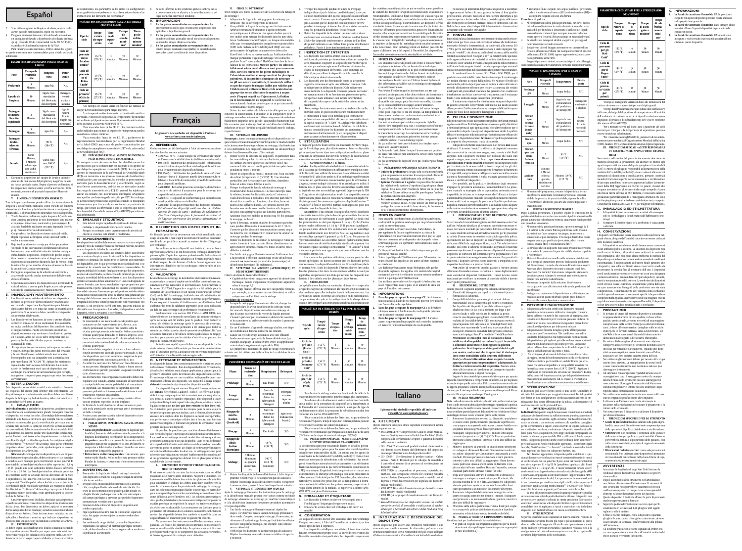# Español

2. Si se utilizan agentes de limpieza alcalinos, se debe realizar un paso de neutralización, según sea necesario.
3. Ponga en funcionamiento un ciclo de lavado automático en un equipo de lavado y desinfección de eficacia probada (p. ej., marcado CE de conformidad con la EN ISO 15883; o aprobación/habilitación/registro de la FDA).

Para validar estas instrucciones, Arthrex utilizó los siguientes parámetros mínimos recomendados para el ciclo de lavado automático.

**PARÁMETROS RECOMENDADOS PARA EL CICLO DE LAVADO**

| Fase | Tiempo de recirculación | Temperatura | Detergente |
|---|---|---|---|
| Prelavado | 5 Minutos | Agua fría | N/A |
| Lavado de limpieza | 10 Minutos | Siga la recomendación del fabricante del detergente | Detergente enzimático o alcalino |
| Enjuague de neutralización (opcional) | 2 Minutos | Siga la recomendación del fabricante del detergente | Agente neutralizante (según sea necesario) |
| Enjuague | 5 Minutos | Agua fría | N/A |
| Enjuague de desinfección térmica | 5 Minutos | 90 °C (194 °F) | N/A |
| Secado | Como Mínimo 6 Minutos o hasta que esté visiblemente seco | Como Mínimo 100 °C (212 °F) | N/A |

4. Extraiga los dispositivos del equipo de lavado y desinfección tras la finalización del programa y asegúrese de que no haya quedado suciedad. Repita el proceso de limpieza si los dispositivos quedan sucios y vuelva a revisarlos. De lo contrario, consulte el apartado Inspección y Mantenimiento.

## IV. LIMPIEZA Y DESINFECCIÓN MANUALES

Tras la limpieza preliminar, puede utilizar las instrucciones de limpieza y desinfección manuales como método de limpieza alternativo a la limpieza y desinfección térmica con máquina (automática), si el procedimiento automático no está disponible.

1. Tras la limpieza preliminar, repita los pasos 1-5 de la sección Limpieza preliminar de este documento, que abarcan el enjuague, inmersión y sonicación y post-enjuague. El aclarado final debe realizarse con agua purificada (crítica, p. ej., ósmosis inversa o desionizada).
2. Compruebe si los dispositivos tienen suciedad visible. Repita el proceso de limpieza si hay suciedad visible y vuelva a inspeccionar.
3. Después de la limpieza, sumerja los dispositivos durante el tiempo previsto (incluido en las instrucciones del fabricante del desinfectante) en una cantidad de solución desinfectante que los cubra por completo. Asegúrese de que los dispositivos estén totalmente sumergidos. Haga funcionar las partes móviles al menos cinco veces durante la desinfección, según corresponda.
4. Enjuague los dispositivos de la solución desinfectante de acuerdo con las instrucciones del fabricante del desinfectante.
5. Seque minuciosamente los dispositivos con aire filtrado de calidad médica o con un paño suave, limpio y que no suelte pelusa. Consulte la sección Inspección y Mantenimiento.

## E. INSPECCIÓN Y MANTENIMIENTO

1. Los dispositivos no estériles de Arthrex son dispositivos médicos de precisión y deben utilizarse y manipularse con cuidado. Inspeccione los dispositivos para detectar daños antes del uso y en todas las etapas de manipulación posteriores. Si se detectan daños, no utilice el dispositivo antes de consultar al fabricante.
2. Los dispositivos con funciones de corte o punta afilada se vuelven romos con el uso continuado. Esto no indica un defecto, sino el desgaste normal. Los dispositivos romos podrían tener que sustituirse si ya no funcionan según lo previsto.
3. Para proteger los instrumentos y evitar que se oxiden y manchen, lubrique las partes móviles antes del envasado y la esterilización con un lubricante de instrumentos biocompatible que sea compatible con la esterilización por vapor hasta 138 °C (280 °F). Aplique los lubricantes siguiendo las instrucciones del fabricante. La relubricación es fundamental en el caso de dispositivos que contengan mecanismos de accionamiento (por ejemplo, mango con trinquete) para asegurar un funcionamiento correcto.

## F. ESTERILIZACIÓN

Este dispositivo se suministra estéril o sin esterilizar. Consulte las etiquetas del envase para obtener más información. Los dispositivos que se suministran sin esterilizar deben esterilizarse después de la limpieza y la desinfección y deben introducirse en un embalaje estéril antes de usarse.

### I. EMBALAJE ESTÉRIL

**Individualmente:** al embalar los dispositivos, asegúrese de que el envoltorio sea lo suficientemente grande como para contener el dispositivo sin tensar los sellos. El embalaje debe completarse utilizando una bolsa o envoltorio que cumpla con las especificaciones recomendadas para la esterilización por vapor que se detallan más adelante. Si opta por envolverlo, deberá realizarlo con un envoltorio doble de acuerdo con las directrices de la AAMI o equivalentes (aprobado por la FDA o la autoridad local competente). También podrá introducir los dispositivos en un recipiente de esterilización rígido reutilizable aprobado.

**Kits:** cuando corresponda, los dispositivos, una vez limpios, desinfectados e inspeccionados, deben colocarse en sus bandejas o estuches, o en bandejas para esterilización de uso general. El peso total de las bandejas/estuches no debe superar los 11,4 kg (25 lb) (pueden ser aplicables límites locales inferiores a 11,4 kg / 25 lb). Las bandejas/estuches deberán procesarse en envoltorio doble de acuerdo con las directrices de la AAMI o equivalentes (aprobado por la FDA o la autoridad local competente). También podrá colocar los kits en un recipiente de esterilización rígido reutilizable aprobado. Los contenedores rígidos SterilContainer™ y Genesis™ de Aesculap, cuyas partes inferiores y tapaderas están perforadas, están aprobados para su uso con los kits de Arthrex, Inc.

Las zonas o posiciones designadas, diseñadas para dispositivos específicos, solo deben contener los dispositivos previstos para dichas áreas. Los dispositivos no deben apilarse ni colocarse demasiado juntos. En las bandejas y estuches solo deben incluirse dispositivos de Arthrex. Estas instrucciones validadas no son aplicables a bandejas o estuches que incluyan dispositivos no previstos para utilizarse con las bandejas o estuches de Arthrex.

### II. ESTERILIZACIÓN

Se deben seguir las especificaciones locales o nacionales cuando los requisitos de esterilización por vapor sean más estrictos o conservadores que los indicados en la siguiente tabla. Los esterilizadores varían en lo que respecta al diseño y las características de rendimiento. Los parámetros de los ciclos y la configuración de carga deberán comprobarse en todas las ocasiones frente a las instrucciones del fabricante del esterilizador.

**PARÁMETROS RECOMENDADOS PARA LA ESTERILIZACIÓN POR VAPOR**

| Tipo de ciclo | Temperatura de exposición | Tiempo de exposición | Tiempo de secado mínimo* | Tiempo de enfriamiento mínimo¹ |
|---|---|---|---|---|
| Ciclo de prevacío en los Estados Unidos | 132 °C (270 °F) | 4 Minutos | 30 Minutos | 30 Minutos |
| Ciclo de prevacío en el Reino Unido² | 134 °C (273 °F) | 3 Minutos | 30 Minutos | 30 Minutos |
| Ciclo de prevacío³ (Ciclo de priones) | 134 °C (273 °F) | 18 Minutos | 30 Minutos | 30 Minutos |

*Los tiempos de secado varían en función del tamaño de carga y deben aumentarse para cargas mayores.

¹Los tiempos de enfriamiento varían en función del esterilizador utilizado, el diseño del dispositivo, la temperatura y la humedad del ambiente y el tipo de embalaje. El proceso de enfriamiento debe ajustarse a la norma ANSI/AAMI ST79.

²Para mercados fuera de los EE. UU., los parámetros de los ciclos indicados para el tiempo de exposición y la temperatura pueden considerarse valores mínimos.

³Para mercados fuera de los EE. UU., parámetros de reprocesamiento recomendados por la Organización Mundial de la Salud (OMS) para casos de posible contaminación por encefalopatía espongiforme transmisible (EET) o la enfermedad de Creutzfeldt-Jakob (ECJ).

### III. PRECAUCIÓN ESPECIAL: AGENTES DE ENCEFALOPATÍA ESPONGIFORME TRANSMISIBLE

No compete a este documento describir detalladamente las precauciones que se deben tomar con respecto a los agentes de encefalopatía espongiforme transmisible (EET). Se cree que los agentes de transmisión de la enfermedad de Creutzfeldt-Jakob (ECJ) son resistentes a los procesos normales de desinfección y esterilización y, por consiguiente, los métodos de procesamiento normales para la descontaminación y esterilización, según se describieron anteriormente, podrían no ser adecuados cuando hay riesgo de transmisión de la ECJ. En general, los tejidos que entran en contacto con instrumentos quirúrgicos ortopédicos son aquellos con bajo riesgo de infección por EET. Sin embargo, se deben tomar precauciones específicas cuando se manipulen instrumentos que han estado en contacto con pacientes que tienen la enfermedad, que se sospecha que la tienen o que tienen riesgo de tenerla. Consulte la norma ANSI/AAMI ST79 para obtener más información.

## G. EMBALAJE Y ETIQUETADO

1. Solo deberá aceptar aquellos dispositivos de Arthrex cuyo embalaje y etiquetado de fábrica estén intactos.
2. Póngase en contacto con el departamento de atención al cliente si el envase está abierto o modificado.

## H. ALMACENAMIENTO

Los dispositivos estériles deben conservarse en su envase original, cerrado y lejos de cualquier fuente de humedad. Además, no deben usarse después de la fecha de caducidad.

Los dispositivos reutilizables no estériles deben conservarse en un entorno limpio y seco. La vida útil de los dispositivos no estériles es ilimitada; los dispositivos se han diseñado con materiales no degradables, por lo que presentan una estabilidad total si se conservan de acuerdo con las condiciones recomendadas. Es responsabilidad del usuario final garantizar que los dispositivos, después de esterilizarlos, se almacenen de modo tal que se mantenga la esterilidad del dispositivo hasta su uso. Los dispositivos estériles deben conservarse en un área designada de acceso limitado, con buena ventilación y que proporcione protección contra el polvo, la humedad, los insectos y temperaturas y humedad extremas. Los envases de dispositivos estériles deben examinarse minuciosamente antes de abrirlos para garantizar que la integridad del envase no esté alterada. El mantenimiento de la integridad del envase estéril generalmente está relacionado con eventos. Si un envoltorio estéril está roto, presenta indicios de alteración o se ha expuesto a humedad, el dispositivo o set debe limpiarse, volver a envasarse y esterilizarse.

## I. PRECAUCIONES

1. Se recomienda a los usuarios de este dispositivo que contacten con los representantes de Arthrex si, a su criterio profesional, necesitan más detalles sobre la técnica quirúrgica. Arthrex proporciona técnicas quirúrgicas detalladas en formato impreso, en vídeo y en formatos electrónicos. En el sitio web de Arthrex encontrará información detallada y demostraciones de técnicas quirúrgicas.
2. Para evitar daños, no golpee ni someta a fuerza excesiva ningún instrumento diseñado para ser atornillado. Si dos dispositivos están diseñados para usarse juntos, asegúrese de que estén perfectamente acoplados antes de su uso.
3. No utilice los instrumentos Arthrex con fines distintos de su uso previsto. Manipular o golpear un instrumento no previsto para dicho uso puede dañar el instrumento.
4. Los instrumentos con componentes ajustables deben manipularse con cuidado. Apretar demasiado el instrumento o manipularlo bruscamente podría dañar el mecanismo de bloqueo. Los mecanismos de bloqueo con componentes próximos pueden pellizcar los guantes.
5. No utilice un instrumento previsto para su uso con un implante específico en otro implante.
6. La flexión del instrumento cuando está colocado en la articulación puede dañarlo y provocar su rotura.
7. No ejerza una presión excesiva sobre el dispositivo ni golpee la tapa de la empuñadura.

### II. PRECAUCIONES ESPECÍFICAS PARA EL INSTRUMENTO

- **Guías de profundidad:** retire la guía de profundidad del dispositivo para la limpieza, desinfección y esterilización.
- **Grapadora:** no utilice la grapadora para impactar las grapas en su sitio.
- **Retractores radiotransparentes:** únicamente para retraer tejido blando. No los utilice para proteger tejido blando de la sierra, el osteótomo y otros instrumentos quirúrgicos.

## J. ADVERTENCIAS

1. Precaución: La legislación federal restringe la venta de este dispositivo a médicos o por prescripción facultativa.
2. Después de la inserción del instrumento en la articulación, no aplique fuerza excesiva sobre el instrumento.
3. Solo un profesional médico capacitado debe utilizar este dispositivo.
4. Siga la política del centro para la eliminación segura de todas las agujas y otros objetos punzantes o desechos médicos.
5. Los residuos de riesgo biológico, como los dispositivos explantados, las agujas y el material quirúrgico contaminado, deben desecharse de forma segura y de acuerdo con la política de la institución.
6. Se debe informar de los incidentes graves a Arthrex Inc. o a su representante en el país y a la autoridad sanitaria del lugar donde ha ocurrido el incidente.

## K. INFORMACIÓN

1. **En los países comunitarios correspondientes:** los procedimientos en los que se usen estos dispositivos son aplicables a la población general.
2. **En los países comunitarios correspondientes:** los beneficios clínicos asociados con el uso de estos dispositivos superan los riesgos clínicos conocidos.
3. **En los países comunitarios correspondientes:** no existen riesgos residuales inaceptables ni incertidumbres asociadas con el uso clínico de estos dispositivos.

# Français

**Le glossaire des symboles est disponible à l'adresse www.arthrex.com/symbolsglossary.**

## A. RÉFÉRENCES

Ces instructions ont été développées à l'aide des recommandations fournies dans les normes suivantes :

- ANSI/AAMI ST79 – Guide complet de stérilisation à la vapeur et d'assurance de stérilité dans les établissements de santé
- ISO 17664 – Traitement des produits de santé – Informations devant être fournies par le fabricant des dispositifs médicaux pour le traitement des dispositifs médicaux
- ISO 17665-1 : Stérilisation des produits de santé – Chaleur humide – Partie 1 : Exigences pour le développement, la validation et le contrôle de routine d'un procédé de stérilisation pour dispositifs médicaux
- AAMI TIR30 : Recueil de processus, de matériaux, de méthodes d'essai et de critères d'acceptation pour le nettoyage des dispositifs médicaux réutilisables
- AAMI ST77 : Dispositifs de confinement pour la stérilisation des dispositifs médicaux réutilisables
- AAMI TIR34 : Eau pour le retraitement des dispositifs médicaux
- *Retraitement des dispositifs médicaux dans les établissements de santé : méthodes de validation et étiquetage ; directives à l'intention de l'industrie et du personnel de la FDA*

## B. DESCRIPTION DES DISPOSITIFS ET INFORMATIONS

Ce dispositif peut être un instrument non stérile réutilisable ou à usage unique. Ou il peut s'agir d'un instrument stérile ou non stérile réutilisable. Vérifiez l'étiquetage de l'emballage.

Les utilisateurs de ce dispositif sont invités à contacter leurs représentants Arthrex, s'ils ont besoin d'une technique chirurgicale plus complète d'après leur opinion professionnelle. Arthrex fournit des techniques chirurgicales détaillées en format imprimé, vidéo et électronique. Le site Internet d'Arthrex fournit également des informations détaillées sur les techniques chirurgicales et des démonstrations.

## C. VALIDATION

Les méthodes de nettoyage, de désinfection et de stérilisation recommandées dans ce mode d'emploi ont été validées conformément aux directives/normes nationales et internationales. Conformément à la norme ISO 17665, l'approche « overkill » a été utilisée pour la validation de la stérilisation et une valeur d'assurance de stérilité (SAL) de $10^{-6}$ a été obtenue. L'équipement et les matériaux de nettoyage, de désinfection et de stérilisation varient en termes de performances. Par conséquent, il incombe à l'établissement ou à l'utilisateur final d'effectuer les tests de validation appropriés pour toute utilisation au-delà des caractéristiques de performance recommandées.

Conformément aux normes ISO 17664 et AAMI TIR30, des valeurs limites et un mode de surveillance des résidus chimiques après nettoyage ont été établis pour le produit. Une méthode d'extraction pertinente a été utilisée pour tester la quantité des résidus dans le cadre des études de validation du nettoyage. Le traitement répété a peu d'effets sur ces dispositifs. La fin de vie est normalement déterminée par l'usure et les détériorations dues à l'utilisation prévue. L'utilisateur est entièrement responsable de l'utilisation d'un dispositif endommagé et sale.

## D. NETTOYAGE ET DÉSINFECTION

Les dispositifs doivent être correctement nettoyés et stérilisés avant utilisation ou réutilisation. Tous les dispositifs doivent être nettoyés, désinfectés et stérilisés avant chaque application, y compris pour la première utilisation après la livraison des dispositifs non stériles. Un nettoyage efficace est une condition indispensable pour une stérilisation efficace des dispositifs. Les dispositifs à usage unique doivent uniquement être stérilisés avant utilisation.

Un dispositif étiqueté comme dispositif à usage unique ne doit jamais être réutilisé. Les dispositifs à usage unique ayant été en contact avec du sang, des os, des tissus ou d'autres liquides corporels ne doivent pas être retraités.

Si possible, la procédure de nettoyage (lavage/désinfection) automatisée doit être utilisée pour le nettoyage et la désinfection des dispositifs. La procédure de nettoyage manuel ne doit être utilisée que si une procédure automatisée n'est pas disponible. Dans ce cas, l'efficacité et la reproductibilité nettement inférieures de la procédure manuelle doivent être prises en compte. Les étapes de nettoyage préliminaires doivent être effectuées dans les deux cas. Le nettoyage manuel peut nécessiter une validation sur site par l'établissement de soins de santé et des procédures appropriées doivent être en place pour éviter la variabilité des facteurs humains.

### I. PRÉPARATION AU POINT D'UTILISATION, CONFINEMENT ET TRANSPORT

Il est recommandé de retraiter les instruments dans un délai maximum de 2 heures après utilisation. Au point d'utilisation, les instruments souillés doivent être retirés des plateaux et humidifiés pour empêcher le séchage des débris avant leur transfert vers la zone de retraitement pour les procédures de nettoyage. Le trempage dans des solutions enzymatiques facilite le nettoyage, en particulier pour les dispositifs présentant des caractéristiques complexes et des zones difficiles d'accès (lumières, etc.). Ces solutions enzymatiques ainsi que les pulvérisations de mousse enzymatique décomposent la matière protéique et empêchent le sang et les matières protéiques de sécher sur les dispositifs. Les instructions du fabricant pour la préparation et l'utilisation de ces solutions doivent être explicitement suivies. Les dispositifs doivent être confinés et transférés dans un conteneur fermé et étanche pour garantir la sécurité.

Ne pas nettoyer les instruments souillés dans des conteneurs ou des plateaux. Les plateaux doivent être nettoyés comme des dispositifs individuels. Les plateaux doivent être inspectés pour vérifier qu'ils ne comportent pas de salissures visibles, et doivent être nettoyés avant utilisation.

### II. NETTOYAGE PRÉLIMINAIRE

**Remarque :** Aucun réglage ni démontage de ces dispositifs n'est requis pour le nettoyage, la désinfection et la stérilisation.

1. Retirer l'excès de salissures des dispositifs, en particulier dans les zones telles que les charnières et les fentes, en nettoyant les surfaces avec une éponge ou une brosse sous l'eau courante froide ou avec une lingette jetable non pelucheuse pendant au moins 1 minute.
2. Rincer les dispositifs au moins 1 minute sous l'eau courante du robinet (température < 35 °C/95 °F). Être particulièrement attentif aux lumières, charnières, fentes et autres zones difficiles d'accès.
3. Préparer une solution de nettoyage enzymatique à l'aide d'eau du robinet selon les instructions du fabricant. Immerger entièrement les dispositifs dans la solution et les brosser pendant 2 minutes à l'aide d'une brosse à poils doux. Actionner les pièces mobiles au moins cinq (5) fois pendant le trempage, au besoin.
4. Traiter aux ultrasons dans la solution de nettoyage pendant 10 minutes à une fréquence de 40 ± 5 kHz. S'assurer que les dispositifs sont en position ouverte et que les lumières sont entièrement en contact avec la solution de nettoyage.
5. Retirer les dispositifs de la solution de nettoyage et les rincer au moins 1 minute à l'eau courante. Rincer abondamment et particulièrement les lumières, charnières, fentes et autres zones difficiles à atteindre.
6. Une fois le nettoyage préliminaire terminé, l'utilisateur final a la possibilité d'effectuer un nettoyage et une désinfection manuels ou un nettoyage par machine (automatique) et une désinfection thermique (de préférence).

### III. NETTOYAGE PAR MACHINE (AUTOMATIQUE) ET DÉSINFECTION THERMIQUE

Critères de choix du laveur-désinfecteur :

- Capable de fournir un programme approuvé de désinfection thermique (temps d'exposition à température appropriée selon le concept $A_0$)
- Le rinçage final est effectué avec de l'eau purifiée (critique, par exemple, eau osmosée ou eau déionisée) et utilise uniquement de l'air filtré pour le séchage.

**Procédure de nettoyage :**

1. Lorsque le nettoyage préliminaire est effectué, charger les dispositifs dans le laveur-désinfecteur de sorte que toutes les zones des dispositifs soient accessibles à la solution de nettoyage.
2. En cas d'utilisation d'agents de nettoyage alcalins, une étape de neutralisation doit être utilisée si nécessaire.
3. Lancer un cycle de lavage automatisé avec un laveur-désinfecteur d'efficacité approuvée (par exemple, marquage CE selon EN ISO 15883 ou approbation/autorisation/enregistrement auprès de la FDA).

Les paramètres minimaux de cycle de lavage recommandés suivants ont été utilisés par Arthrex lors de la validation de ces instructions.

**PARAMÈTRES RECOMMANDÉS DU CYCLE DE LAVAGE**

| Phase | Temps de recirculation | Température | Détergent |
|---|---|---|---|
| Prélavage | 5 Minutes | Eau froide | S/O |
| Lavage nettoyant | 10 Minutes | Suivre la recommandation du fabricant du détergent | Détergent enzymatique ou alcalin |
| Rinçage de neutralisation (facultatif) | 2 Minutes | Suivre la recommandation du fabricant du détergent | Agent neutralisant (au besoin) |
| Rinçage | 5 Minutes | Eau froide | S/O |
| Rinçage de désinfection thermique | 5 Minutes | 90 °C (194 °F) | S/O |
| Séchage | 6 Minutes Minimum ou jusqu'à visiblement sec | 100 °C (212 °F) Minimum | S/O |

4. Retirer les dispositifs du laveur-désinfecteur à la fin du programme et vérifier qu'ils ne comportent pas de salissures. Répéter le nettoyage en cas de salissures visibles et inspecter à nouveau ; sinon, passer à la section Inspection et entretien.

### IV. NETTOYAGE ET DÉSINFECTION MANUELS

Après le nettoyage préliminaire, les instructions pour le nettoyage et la désinfection manuels peuvent être suivies comme méthode de nettoyage alternative au nettoyage par machine (automatique) et à la désinfection thermique, lorsque la procédure automatisée n'est pas disponible.

1. Une fois le nettoyage préliminaire terminé, répéter les étapes 1 à 5 de la section Nettoyage préliminaire du présent document, qui comprennent le rinçage, l'immersion et les ultrasons, et l'après-rinçage. Le rinçage final doit être effectué avec de l'eau purifiée (critique, par exemple, eau osmosée ou eau déionisée).
2. Vérifier que les dispositifs ne comportent pas de salissures. Répéter le nettoyage en cas de salissures visibles et inspecter à nouveau.
3. Tremper les dispositifs pendant le temps de trempage indiqué (fourni par le fabricant du désinfectant) dans une solution désinfectante en quantité suffisante pour les couvrir. S'assurer que les dispositifs sont entièrement immergés. Actionner les pièces mobiles au moins cinq fois lors de la désinfection, le cas échéant.
4. Retirer les dispositifs de la solution désinfectante et les rincer conformément aux instructions du fabricant du désinfectant.
5. Sécher les dispositifs entièrement en utilisant de l'air filtré de qualité médicale ou un chiffon doux, propre et non pelucheux. Passer à la section Inspection et entretien.

## E. INSPECTION ET ENTRETIEN

1. Les dispositifs non stériles Arthrex sont des dispositifs médicaux de précision qui doivent être utilisés et manipulés avec précaution. Inspecter les dispositifs pour vérifier qu'ils ne sont pas endommagés avant l'utilisation et à toutes les étapes de manipulation ultérieures. Si des dommages sont détectés, ne pas utiliser le dispositif avant de consulter le fabricant.
2. Les dispositifs avec des fonctions de coupe ou des pointes aiguisées s'émoussent après une utilisation prolongée. Cela n'indique pas un défaut du dispositif, mais une usure normale. Les dispositifs émoussés peuvent nécessiter un remplacement s'ils ne fonctionnent plus comme prévu.
3. Pour protéger les instruments contre les taches et la rouille, lubrifier toutes les pièces mobiles avant conditionnement et stérilisation à l'aide d'un lubrifiant pour instruments biocompatible présentant une compatibilité avérée avec une stérilisation à la vapeur jusqu'à 138 °C (280 °F). Appliquer les lubrifiants conformément aux instructions du fabricant. La relubrification est essentielle pour les dispositifs comportant des mécanismes d'actionnement (p. ex., des poignées à cliquet) pour assurer un fonctionnement adéquat des mécanismes.

## F. STÉRILISATION

Ce dispositif peut être fourni stérile ou non stérile. Vérifier l'étiquetage de l'emballage pour plus d'informations. Les dispositifs qui ne sont pas fournis stériles doivent être stérilisés après nettoyage, désinfection et conditionnement de stérilisation avant utilisation.

### I. CONDITIONNEMENT STÉRILE

**Unitaire :** Les dispositifs individuels doivent être conditionnés de façon à ce que l'emballage soit suffisamment grand pour contenir le dispositif sans solliciter la fermeture. Le conditionnement doit être complété à l'aide d'une pochette ou d'un emballage conforme aux spécifications recommandées pour la stérilisation à la vapeur, comme indiqué ci-dessous. Si un emballage est utilisé, il doit être mis en place selon les directives d'emballage double AAMI ou équivalentes (avec un emballage approuvé par la FDA ou l'organisme de réglementation local). Les dispositifs peuvent également être placés dans un conteneur de stérilisation rigide réutilisable approuvé.

**Kits :** le cas échéant, les dispositifs nettoyés, désinfectés et inspectés doivent être placés dans les plateaux/étuis fournis ou dans des plateaux de stérilisation à usage général. Le poids total des plateaux/étuis ne doit pas dépasser 11,4 kg (25 lb) (d'autres limites locales inférieures à 11,4 kg / 25 lb peuvent s'appliquer). Les plateaux/étuis doivent être conditionnés dans un emballage double conformément aux directives AAMI ou équivalentes (avec un emballage approuvé par la FDA ou l'organisme de réglementation local). Les kits peuvent également être placés dans un conteneur de stérilisation rigide réutilisable approuvé. Les conteneurs rigides Aesculap SterilContainer™ et Genesis™ à fond et couvercle perforés sont approuvés pour une utilisation avec les kits Arthrex, Inc.

Les zones ou les positions délimitées, conçues pour des dispositifs spécifiques, ne doivent contenir que les dispositifs conçus pour ces zones. Les dispositifs ne doivent pas être empilés ou placés en contact étroit. Seuls les dispositifs Arthrex doivent être inclus dans les plateaux et les étuis. Ces instructions validées ne sont pas applicables aux plateaux et aux étuis qui incluent des dispositifs non destinés à être utilisés avec des plateaux et étuis Arthrex.

### II. STÉRILISATION

Les spécifications locales ou nationales doivent être respectées lorsque les exigences de stérilisation à la vapeur sont plus strictes ou plus prudentes que celles indiquées dans le tableau ci-dessous. Les stérilisateurs varient en termes de conception et de performances. Les paramètres de cycle et la configuration de la charge doivent toujours être comparés aux instructions du fabricant du stérilisateur.

**PARAMÈTRES DE STÉRILISATION À LA VAPEUR RECOMMANDÉS**

| Type de cycle | Température d'exposition | Temps d'exposition | Temps de séchage minimum* | Temps de refroidissement minimum¹ |
|---|---|---|---|---|
| Cycle de pré-vide (États-Unis) | 132 °C (270 °F) | 4 Minutes | 30 Minutes | 30 Minutes |
| Cycle de pré-vide (Royaume-Uni)² | 134 °C (273 °F) | 3 Minutes | 30 Minutes | 30 Minutes |
| Cycle de pré-vide³ (Cycle Prion) | 134 °C (273 °F) | 18 Minutes | 30 Minutes | 30 Minutes |

*Les durées de séchage varient en fonction de la taille de la charge et doivent être augmentées pour les charges plus importantes.

¹Les durées de refroidissement varient en fonction du stérilisateur utilisé, de la conception du dispositif, de la température et de l'humidité de l'environnement ambiant, ainsi que du type de conditionnement utilisé. Le processus de refroidissement doit être conforme à la norme ANSI/AAMI ST79.

²Pour les marchés en dehors des États-Unis, les paramètres de cycle énumérés pour le temps d'exposition et la température peuvent être considérés comme des valeurs minimales.

³Pour les marchés en dehors des États-Unis, paramètres de retraitement recommandés par l'Organisation mondiale de la santé (OMS) en cas de risque de contamination par EST/MCJ.

### III. PRÉCAUTIONS SPÉCIALES – AGENTS DE L'ENCÉPHALOPATHIE SPONGIFORME TRANSMISSIBLE

Ce document ne vise pas à décrire en détail les précautions à prendre concernant les agents de l'encéphalopathie spongiforme transmissible (EST). Les agents responsables de la transmission de la maladie de Creutzfeldt-Jakob (MCJ) seraient résistants aux processus normaux de désinfection et de stérilisation. Par conséquent, les méthodes normales de décontamination et de stérilisation décrites ci-dessus peuvent ne pas être suffisantes lorsque la transmission de la MCJ est un risque. En général, les tissus qui entrent en contact avec les instruments de chirurgie orthopédique sont des tissus présentant un faible risque d'infectiosité par les EST. Cependant, des précautions particulières doivent être prises lors de la manipulation d'instruments ayant été utilisés sur des patients atteints, suspectés d'être atteints ou à risque d'être atteints de la maladie. Se reporter à la norme ANSI/AAMI ST79 pour plus d'informations.

## G. EMBALLAGE ET ÉTIQUETAGE

1. Les dispositifs Arthrex ne doivent être acceptés que si l'emballage et l'étiquetage d'origine sont intacts.
2. Contacter le service client si l'emballage a été ouvert ou modifié.

## H. CONSERVATION

Les dispositifs stériles doivent être conservés dans leur emballage d'origine non ouvert, à l'abri de l'humidité, et ne doivent pas être utilisés après la date d'expiration.

Les dispositifs réutilisables non stériles doivent être stockés dans un environnement propre et sec. La durée de conservation des dispositifs non stériles n'est pas limitée. Les dispositifs sont composés de matériaux non dégradables, ce qui ne soulève aucun problème de stabilité des dispositifs lorsqu'ils sont stockés dans les conditions recommandées. L'utilisateur final doit veiller à ce que les dispositifs, une fois stérilisés, soient conservés de manière à préserver leur stérilité jusqu'à leur utilisation. Les dispositifs stériles doivent être entreposés dans une zone désignée à accès limité, bien ventilée et offrant une protection contre la poussière, l'humidité, les insectes et les températures et l'humidité extrêmes. Les emballages stériles des dispositifs doivent être examinés minutieusement avant l'ouverture afin de s'assurer que l'intégrité de l'emballage n'a pas été compromise. Le maintien de l'intégrité de l'emballage stérile est généralement lié aux événements. Si un emballage stérile est déchiré, présente des signes d'altération ou a été exposé à l'humidité, le dispositif ou l'ensemble doit être nettoyé, réemballé et stérilisé.

## I. MISES EN GARDE

1. Les utilisateurs de ce dispositif sont invités à contacter leurs représentants Arthrex s'ils ont besoin d'une technique chirurgicale plus complète ou de plus d'informations d'après leur opinion professionnelle. Arthrex fournit des techniques chirurgicales détaillées en formats imprimé, vidéo et électronique. Le site Internet d'Arthrex fournit également des informations détaillées sur les techniques chirurgicales et des démonstrations.
2. Pour éviter d'endommager les instruments, ne pas soumettre à des impacts ou à une force excessive les instruments conçus pour être tournés ou vissés. Lorsque deux dispositifs sont conçus pour être utilisés ensemble, s'assurer qu'ils sont correctement engagés avant l'utilisation.
3. Ne pas utiliser les instruments Arthrex à d'autres fins que celles auxquelles ils sont destinés. L'utilisation d'un instrument non destiné à cet usage peut endommager l'instrument.
4. Les instruments équipés de composants réglables doivent être manipulés avec précaution. Un serrage excessif ou une manipulation brutale de l'instrument peut endommager le mécanisme de verrouillage. Les mécanismes de verrouillage comportant des composants rapprochés peuvent pincer les gants.
5. Ne pas utiliser un instrument destiné à un implant spécifique avec un autre implant.
6. La flexion de l'instrument lorsqu'il est positionné dans l'articulation peut endommager l'instrument et entraîner sa rupture.
7. Ne pas exercer de pression excessive sur le dispositif et ne pas frapper sur le capuchon de la poignée.

### II. PRÉCAUTIONS SPÉCIFIQUES AUX INSTRUMENTS

- **Guides de profondeur :** retirer le guide de profondeur du dispositif pour le nettoyage, la désinfection et la stérilisation.
- **Agrafeuse :** ne pas utiliser l'agrafeuse pour impacter les agrafes en place.
- **Rétracteurs radiotransparents :** utiliser uniquement pour rétracter les tissus mous. Ne pas utiliser pour protéger les tissus mous de la scie, de l'ostéotome et d'autres instruments chirurgicaux.

## J. AVERTISSEMENTS

1. Attention : Selon la loi fédérale des États-Unis, ce dispositif ne peut être vendu que par un médecin ou sur prescription médicale.
2. Après l'insertion de l'instrument dans l'articulation, ne pas exercer de force excessive sur l'instrument.
3. Seul un professionnel de santé formé doit utiliser ce dispositif.
4. Respecter la politique de l'établissement pour l'élimination sécurisée de toutes les aiguilles et autres objets tranchants ou déchets médicaux.
5. Les déchets présentant un risque biologique, tels que les dispositifs explantés, les aiguilles et le matériel chirurgical contaminé, doivent être éliminés en toute sécurité conformément à la politique de l'établissement.
6. Les incidents graves doivent être signalés à Arthrex Inc. ou à son représentant local et à l'autorité de santé du pays où l'incident est survenu.

## K. INFORMATIONS

1. **Dans les pays couverts par le marquage CE :** les interventions réalisées à l'aide de ces dispositifs peuvent être utilisées sur l'ensemble de la population.
2. **Dans les pays couverts par le marquage CE :** les bénéfices cliniques associés à l'utilisation de ces dispositifs l'emportent sur les risques cliniques connus.
3. **Dans les pays couverts par le marquage CE :** il n'existe aucun risque résiduel inacceptable ni aucune incertitude en lien avec l'utilisation clinique de ces dispositifs.

# Italiano

**Il glossario dei simboli è reperibile all'indirizzo www.arthrex.com/symbolsglossary.**

## A. RIFERIMENTI

Queste istruzioni sono state redatte seguendo le indicazioni incluse negli standard seguenti:

- ANSI/AAMI ST79: "Comprehensive Guide to Steam Sterilization and Sterility Assurance in Health Care Facilities" (Guida completa alla sterilizzazione a vapore e garanzia di sterilità nelle strutture sanitarie)
- ISO 17664: Trattamento di prodotti sanitari – Informazioni che devono essere fornite dal fabbricante del dispositivo medico per il trattamento dei dispositivi medici
- ISO 17665-1: Sterilizzazione di prodotti sanitari – Calore umido – Parte 1: Requisiti per lo sviluppo, la convalida e il controllo di routine di un processo di sterilizzazione per dispositivi medici
- AAMI TIR30: Compendio di processi, materiali, metodi di prova e criteri di accettazione per la pulizia dei dispositivi medici riutilizzabili
- AAMI ST77: Dispositivi di contenimento per la sterilizzazione dei dispositivi medici riutilizzabili
- AAMI TIR34: Acqua per il ritrattamento dei dispositivi medici
- *Ritrattamento di dispositivi medici in ambito sanitario: metodi di convalida e indicazioni di etichettatura per il personale dell'industria e della Food and Drug Administration*

## B. INFORMAZIONI E DESCRIZIONE DEL DISPOSITIVO

Questo dispositivo può essere uno strumento riutilizzabile o uno strumento non sterile monouso. In alternativa, può essere uno strumento sterile o non sterile riutilizzabile. Consultare le etichette della confezione.

Si invitano gli utilizzatori del presente dispositivo a contattare i rappresentanti Arthrex di zona qualora, in base al loro giudizio professionale, ritengano necessaria una tecnica chirurgica più completa. Arthrex fornisce informazioni dettagliate sulle tecniche chirurgiche in formato cartaceo, video ed elettronico. Sul sito Web Arthrex sono altresì disponibili informazioni e dimostrazioni dettagliate sulle tecniche chirurgiche.

## C. CONVALIDA

I metodi di pulizia, disinfezione e sterilizzazione indicati nelle presenti Istruzioni per l'uso sono convalidati in base alle indicazioni/normative federali e internazionali. In conformità alla norma ISO 17665, per la convalida della sterilizzazione è stato impiegato l'approccio "overkill", che ottiene un livello di sicurezza della sterilità (SAL) pari a $10^{-6}$. Le caratteristiche operative delle apparecchiature e dei materiali di pulizia, disinfezione e sterilizzazione sono variabili. Pertanto, è responsabilità della struttura e dell'utente finale eseguire test di convalida appropriati per eventuali utilizzi non conformi alle caratteristiche operative raccomandate.

In conformità con le norme ISO 17664 e AAMI TIR30, per il prodotto sono stati stabiliti i valori limite e i mezzi per il monitoraggio dei residui chimici a seguito della pulizia. Negli studi di convalida della pulizia è stato utilizzato un metodo di estrazione pertinente per testare la quantità dei residui. Più cicli di ritrattamento hanno effetti minimi su questi dispositivi. Il termine della vita utile dipende normalmente dall'usura e dai danni dovuti all'uso previsto. L'utente si assume ogni responsabilità per l'uso di dispositivi danneggiati e sporchi.

## D. PULIZIA E DISINFEZIONE

I dispositivi devono essere adeguatamente puliti e sterilizzati prima dell'uso o del riutilizzo. Tutti i dispositivi devono essere puliti, disinfettati e sterilizzati prima di ogni applicazione; ciò vale anche per il primo utilizzo dopo la consegna di dispositivi non sterili. La pulizia efficace è un requisito indispensabile per la sterilizzazione efficace dei dispositivi. I dispositivi monouso devono essere solo sterilizzati prima dell'uso.

I dispositivi etichettati come monouso non devono mai essere riutilizzati. I dispositivi monouso entrati in contatto con sangue, ossa, tessuti o altri fluidi corporei non devono essere sottoposti a ritrattamento.

Se possibile, per la pulizia e la disinfezione dei dispositivi si deve utilizzare la procedura di pulizia automatizzata (lavaggio e disinfezione). La procedura di pulizia manuale deve essere utilizzata esclusivamente se non è disponibile una procedura automatizzata. In questo caso, si deve tenere conto dell'efficacia e della riproducibilità significativamente inferiori della procedura manuale. In entrambi i casi devono essere eseguite le fasi di pulizia preliminare. La pulizia manuale potrebbe richiedere la convalida in loco da parte della struttura sanitaria e devono essere in vigore procedure adeguate per evitare la variabilità dovuta al fattore umano.

### I. PREPARAZIONE NEL PUNTO DI UTILIZZO, CONTENIMENTO E TRASPORTO

Si raccomanda di ricondizionare gli strumenti al massimo entro 2 ore dall'uso. Nel punto di utilizzo, gli strumenti sporchi devono essere rimossi dai vassoi e inumiditi per evitare che i detriti si secchino prima di essere trasferiti nell'area di ricondizionamento per le procedure di pulizia. L'immersione in soluzioni enzimatiche agevola la pulizia, specialmente nei casi di dispositivi di conformazione complessa e nelle aree difficili da raggiungere (lumi, ecc.). Tali soluzioni enzimatiche, così come le schiume enzimatiche spray, degradano il materiale proteico e impediscono al sangue e ai materiali proteici di seccarsi sui dispositivi. Si devono seguire esplicitamente le istruzioni del produttore per la preparazione e l'uso di tali soluzioni. I dispositivi devono essere contenuti e trasportati in un contenitore chiuso a prova di perdite al fine di garantire la sicurezza.

Non pulire gli strumenti sporchi mentre si trovano nei contenitori o nei vassoi. I vassoi devono essere puliti come dispositivi individuali. I vassoi devono essere ispezionati per verificare la presenza di sporcizia visibile e devono essere puliti prima dell'uso.

### II. PULIZIA PRELIMINARE

**Nota:** per questi dispositivi non sono necessari regolazioni né smontaggi per la pulizia, la disinfezione e la sterilizzazione.

1. Rimuovere la sporcizia in eccesso dai dispositivi, specialmente in zone quali cerniere e fessure, pulendo le superfici con una spugna o una spazzola sotto acqua corrente fredda o con un panno monouso privo di filacce per almeno 1 minuto.
2. Sciacquare i dispositivi per almeno 1 minuto sotto acqua corrente (temperatura < 35 °C/95 °F). Prestare particolare attenzione a lumi, cerniere, fessure e altre aree difficili da raggiungere.
3. Preparare il detergente enzimatico usando acqua del rubinetto secondo le istruzioni del fabbricante. Immergere completamente i dispositivi e spazzolarli con una spazzola a setole morbide per 2 minuti. Azionare le parti mobili almeno cinque (5) volte durante l'immersione, se applicabile.
4. Trattare con ultrasuoni nella soluzione detergente per 10 minuti a una frequenza di 40 ± 5 kHz. Accertarsi che i dispositivi siano in posizione aperta e che i lumi siano completamente a contatto con la soluzione.
5. Rimuovere i dispositivi dalla soluzione detergente e sciacquare sotto acqua corrente per almeno 1 minuto. Prestare particolare attenzione a lumi, cerniere, fessure e altre aree difficili da raggiungere.
6. Al termine della pulizia preliminare, l'utente finale può scegliere se eseguire la pulizia e disinfezione manuali o la pulizia automatica e disinfezione termica (metodo consigliato).

### III. PULIZIA AUTOMATICA E DISINFEZIONE TERMICA

Criteri di selezione del termodisinfettore:

- In grado di fornire un programma approvato di disinfezione termica (tempo di esposizione alla temperatura adeguata secondo il concetto $A_0$)
- Risciacquo finale con acqua purificata (critica, ad es. acqua osmotizzata o deionizzata) e utilizzo esclusivo di aria filtrata per l'asciugatura.

**Procedura di pulizia:**

1. Al completamento della pulizia preliminare, caricare i dispositivi nel termodisinfettore in modo che tutte le superfici siano accessibili alla soluzione detergente.
2. Se si utilizzano detergenti alcalini, eseguire un passaggio di neutralizzazione secondo necessità.
3. Avviare un ciclo di lavaggio automatico con un termodisinfettore a efficacia certificata (ad esempio marchio CE ai sensi della norma EN ISO 15883 oppure approvazione/autorizzazione/registrazione della FDA).

I seguenti parametri minimi raccomandati per il ciclo di lavaggio sono stati utilizzati da Arthrex durante la convalida di queste istruzioni.

**PARAMETRI RACCOMANDATI PER IL CICLO DI LAVAGGIO**

| Fase | Tempo di ricircolo | Temperatura | Detergente |
|---|---|---|---|
| Prelavaggio | 5 Minuti | Acqua fredda | N/D |
| Lavaggio | 10 Minuti | Seguire le raccomandazioni del produttore del detergente | Detergente enzimatico o alcalino |
| Risciacquo neutralizzante (opzionale) | 2 Minuti | Seguire le raccomandazioni del produttore del detergente | Agente neutralizzante (secondo necessità) |
| Risciacquo | 5 Minuti | Acqua fredda | N/D |
| Risciacquo di disinfezione termica | 5 Minuti | 90 °C (194 °F) | N/D |
| Asciugatura | Minimo 6 Minuti o fino a quando visibilmente asciutto | Minimo 100 °C (212 °F) | N/D |

4. Al termine del programma, estrarre i dispositivi dal termodisinfettore e controllare l'eventuale presenza di sporcizia visibile. In presenza di sporcizia visibile, ripetere la pulizia e ricontrollare; altrimenti, passare alla sezione Ispezione e manutenzione.

### IV. PULIZIA E DISINFEZIONE MANUALI

Dopo la pulizia preliminare, è possibile seguire le istruzioni per la pulizia e disinfezione manuali come metodo di pulizia alternativo alla pulizia automatica e disinfezione termica, qualora non sia disponibile una procedura automatica.

1. Al termine della pulizia preliminare, ripetere i passaggi da 1 a 5 inclusi nella sezione Pulizia preliminare delle presenti Istruzioni per l'uso, comprendenti risciacquo, immersione e sonicazione, e post-risciacquo. Il risciacquo finale deve essere eseguito con acqua purificata (critica, ad es. acqua trattata per osmosi inversa (RO) o deionizzata (DI)).
2. Controllare che sui dispositivi non siano presenti tracce visibili di sporcizia. In presenza di sporcizia visibile, ripetere la pulizia e ricontrollare.
3. Immergere i dispositivi nella soluzione disinfettante per il tempo indicato dal produttore del disinfettante, in quantità sufficiente a coprirli completamente. Azionare le parti mobili almeno cinque volte durante la disinfezione, se pertinente.
4. Rimuovere i dispositivi dalla soluzione disinfettante e risciacquare secondo le istruzioni del produttore del disinfettante.
5. Asciugare accuratamente i dispositivi con aria filtrata di grado medicale o un panno morbido, pulito e privo di filacce. Passare alla sezione Ispezione e manutenzione.

## E. ISPEZIONE E MANUTENZIONE

1. I dispositivi Arthrex non sterili sono dispositivi medici di precisione e devono essere utilizzati e maneggiati con cura. Prima dell'uso e in tutte le fasi successive di manipolazione, ispezionare i dispositivi per l'eventuale presenza di danni. Se si rilevano dei danni, non utilizzare il dispositivo prima di aver consultato il produttore.
2. I dispositivi con funzioni di taglio o punte affilate possono smussarsi con l'uso continuo. Tale condizione non indica un difetto del dispositivo, ma la normale usura. I dispositivi smussati potrebbero dover essere sostituiti qualora non funzionassero più come previsto.
3. Per proteggere gli strumenti dalla formazione di macchie e di ruggine, prima di confezionamento e sterilizzazione lubrificare tutte le parti mobili con un lubrificante per strumenti biocompatibile la cui compatibilità con la sterilizzazione a vapore fino a 138 °C (280 °F) sia stata dimostrata. Applicare i lubrificanti in base alle istruzioni del produttore. La ri-lubrificazione è importante per i dispositivi contenenti meccanismi di azionamento (ad es. maniglie a cricchetto) per il corretto funzionamento di questi meccanismi.

## F. STERILIZZAZIONE

Il dispositivo può essere fornito sterile o non sterile. Controllare le etichette della confezione per maggiori informazioni. I dispositivi non forniti sterili devono essere sterilizzati dopo la pulizia, la disinfezione e il confezionamento per la sterilizzazione prima dell'uso.

### I. CONFEZIONAMENTO STERILE

**Individuale:** i dispositivi singoli devono essere confezionati in modo da assicurare che la confezione sia sufficientemente grande da contenere il dispositivo senza sottoporre a sforzo le chiusure. Per il confezionamento, usare una busta o un involucro conforme alle specifiche consigliate per la sterilizzazione a vapore, come descritto di seguito. Nel caso in cui si utilizzi un involucro, confezionare i dispositivi in conformità alle linee guida AAMI, o equivalenti, per i doppi involucri (impiegare un involucro idoneo approvato dalla FDA o dall'autorità locale competente). I dispositivi possono anche essere collocati in un contenitore per sterilizzazione rigido riutilizzabile approvato.

**Set:** laddove appropriato, i dispositivi puliti, disinfettati e ispezionati devono essere posti nei vassoi/contenitori forniti o in vassoi di sterilizzazione per uso generale. Il peso totale dei vassoi/contenitori non deve superare 11,4 kg/25 lb (potrebbero applicarsi altri limiti locali inferiori a 11,4 kg/25 lb). I vassoi/contenitori devono essere confezionati in un doppio involucro in conformità alle linee guida AAMI o equivalenti, impiegando un involucro idoneo (approvato dalla FDA o dall'autorità competente locale). I set possono anche essere collocati in un contenitore per sterilizzazione rigido riutilizzabile approvato. I contenitori rigidi Aesculap SterilContainer™ e Genesis™ con fondo e coperchio forati sono approvati per l'uso con i set Arthrex, Inc.

Le aree o le posizioni designate progettate per dispositivi specifici devono contenere solo i dispositivi destinati a tali aree. I dispositivi non devono essere impilati o collocati a stretto contatto. Nei vassoi/contenitori devono essere inclusi solo dispositivi Arthrex. Queste istruzioni convalidate non sono applicabili a vassoi e contenitori che includono dispositivi non destinati all'uso con vassoi e contenitori Arthrex.

### II. STERILIZZAZIONE

Seguire le specifiche locali o nazionali in materia di requisiti di sterilizzazione a vapore laddove più rigide o più conservative rispetto a quelle elencate nella seguente tabella. Gli sterilizzatori presentano variazioni di design e prestazioni. I parametri relativi al ciclo e la configurazione del carico devono sempre essere verificati rispetto alle istruzioni del produttore dello sterilizzatore.

**PARAMETRI RACCOMANDATI PER LA STERILIZZAZIONE A VAPORE**

| Tipo di ciclo | Temperatura di esposizione | Tempo di esposizione | Tempo di asciugatura minimo* | Tempo di raffreddamento minimo¹ |
|---|---|---|---|---|
| Ciclo di prevuoto per gli Stati Uniti | 132 °C (270 °F) | 4 Minuti | 30 Minuti | 30 Minuti |
| Ciclo di prevuoto per il Regno Unito² | 134 °C (273 °F) | 3 Minuti | 30 Minuti | 30 Minuti |
| Ciclo di prevuoto³ (ciclo per prioni) | 134 °C (273 °F) | 18 Minuti | 30 Minuti | 30 Minuti |

*I tempi di asciugatura variano in base alle dimensioni del carico e devono essere aumentati per carichi più grandi.

¹I tempi di raffreddamento variano in base allo sterilizzatore utilizzato, al design del dispositivo, alla temperatura e all'umidità dell'ambiente circostante e al tipo di confezionamento impiegato. Il processo di raffreddamento deve essere conforme alla norma ANSI/AAMI ST79.

²Per i mercati esterni agli Stati Uniti, i parametri del ciclo elencati per il tempo e la temperatura di esposizione possono essere considerati valori minimi.

³Per i mercati esterni agli Stati Uniti, parametri di ricondizionamento raccomandati dall'Organizzazione Mondiale della Sanità (OMS) laddove si sospetti una contaminazione da EST/MCJ.

### III. PRECAUZIONI SPECIALI – AGENTI RESPONSABILI DELL'ENCEFALOPATIA SPONGIFORME TRASMISSIBILE

Non rientra nell'ambito del presente documento descrivere in maniera dettagliata le precauzioni da adottare in merito agli agenti responsabili dell'encefalopatia spongiforme trasmissibile (EST). Si ritiene che gli agenti responsabili della trasmissione della malattia di Creutzfeldt-Jakob (MCJ) siano resistenti ai normali processi di disinfezione e sterilizzazione, pertanto i normali metodi di trattamento per la decontaminazione e sterilizzazione di cui sopra potrebbero non essere appropriati laddove ci sia un rischio di trasmissione della MCJ. In generale, i tessuti che vengono a contatto con gli strumenti chirurgici ortopedici hanno una bassa carica infettiva di EST. Tuttavia, è necessario adottare precauzioni particolari quando si maneggiano strumenti che siano stati impiegati su pazienti che hanno, si sospetta abbiano, o sono a rischio di contrarre tale malattia. Consultare la norma ANSI/AAMI ST79 per maggiori informazioni.

## G. IMBALLAGGIO ED ETICHETTATURA

1. I dispositivi Arthrex devono essere accettati solo se l'imballaggio e l'etichettatura del fabbricante sono integri.
2. Contattare il Servizio clienti se la confezione è stata aperta o alterata.

## H. CONSERVAZIONE

I dispositivi sterili devono essere conservati nella confezione originale chiusa, al riparo dall'umidità e non devono essere utilizzati oltre la data di scadenza.

I dispositivi riutilizzabili non sterili devono essere conservati in un ambiente pulito e asciutto. La durata dei dispositivi non sterili non è limitata; i dispositivi sono realizzati in materiale non degradabile, che non pone alcun problema di stabilità dei dispositivi quando la conservazione avviene nelle condizioni raccomandate. È responsabilità dell'utente finale accertarsi che i dispositivi, una volta sterilizzati, siano conservati in modo da preservarne la sterilità fino al momento dell'uso. I dispositivi sterili devono essere conservati in un'area designata con accesso limitato, ben ventilata e che offra protezione da polvere, umidità, insetti e temperature o umidità estreme. Le confezioni dei dispositivi sterili devono essere esaminate attentamente prima dell'apertura, per accertarsi che l'integrità della confezione non sia stata compromessa. Il mantenimento dell'integrità della confezione sterile è in genere legato agli eventi. Se un involucro sterile è lacerato, mostra segni di manomissione o è stato esposto all'umidità, il set o il dispositivo deve essere pulito, riconfezionato e sterilizzato.

## I. PRECAUZIONI

1. Si invitano gli utenti del presente dispositivo a contattare i rappresentanti Arthrex di zona qualora, in base al loro giudizio professionale, ritengano necessari maggiori dettagli sulla tecnica chirurgica. Arthrex fornisce tecniche chirurgiche dettagliate in formato cartaceo, video ed elettronico. Sul sito Web di Arthrex sono disponibili informazioni dettagliate e dimostrazioni delle tecniche chirurgiche.
2. Per evitare di danneggiarli, non colpire o sottoporre a forza eccessiva gli strumenti destinati a essere inseriti per rotazione o avvitamento. Quando due dispositivi sono concepiti per essere usati insieme, assicurarsi che siano correttamente accoppiati prima dell'uso.
3. Non utilizzare gli strumenti Arthrex per scopi diversi da quello previsto. L'uso di uno strumento non destinato a tale scopo può danneggiarlo.
4. Gli strumenti con componenti regolabili devono essere maneggiati con cura. Il serraggio eccessivo o la manipolazione brusca dello strumento possono danneggiare il meccanismo di bloccaggio. I meccanismi di blocco con componenti ravvicinati possono pizzicare i guanti.
5. Non utilizzare uno strumento destinato a un impianto specifico con un altro impianto.
6. La flessione dello strumento mentre è posizionato nell'articolazione può danneggiarlo e causarne la rottura.
7. Non esercitare una pressione eccessiva sul dispositivo e non colpire il cappuccio dell'impugnatura.

### II. PRECAUZIONI SPECIFICHE PER GLI STRUMENTI

- **Guide di profondità:** rimuovere la guida di profondità dal dispositivo prima della pulizia, disinfezione e sterilizzazione.
- **Cucitrice:** non utilizzare la cucitrice per impattare le graffette in posizione.
- **Divaricatori radiotrasparenti:** utilizzare esclusivamente per ritrarre i tessuti molli. Non utilizzare per proteggere i tessuti molli da sega, osteotomo e altri strumenti chirurgici.

## J. AVVERTENZE

1. Attenzione: la legge federale degli Stati Uniti limita la vendita di questo dispositivo ai soli medici o su prescrizione medica.
2. Dopo l'inserimento dello strumento nell'articolazione, non esercitare una forza eccessiva sullo strumento.
3. Questo dispositivo deve essere utilizzato esclusivamente da professionisti sanitari qualificati.
4. Seguire la politica dell'istituzione in cui si opera per lo smaltimento in sicurezza di tutti gli aghi e altri oggetti o rifiuti sanitari taglienti.
5. I rifiuti a rischio biologico, come dispositivi espiantati, aghi e strumenti chirurgici contaminati, devono essere smaltiti in sicurezza secondo la politica della struttura.
6. Gli incidenti gravi devono essere segnalati ad Arthrex Inc. o a un rappresentante locale e all'autorità sanitaria del Paese in cui si è verificato l'incidente.

## K. INFORMAZIONI

1. **In Paesi che accettano il marchio CE:** le procedure eseguite con questi dispositivi possono essere utilizzate nella popolazione generale.
2. **In Paesi che accettano il marchio CE:** i vantaggi clinici associati all'uso di questi dispositivi superano i rischi clinici noti.
3. **In Paesi che accettano il marchio CE:** non vi sono rischi residui inaccettabili o incertezze associati all'uso clinico di questi dispositivi.